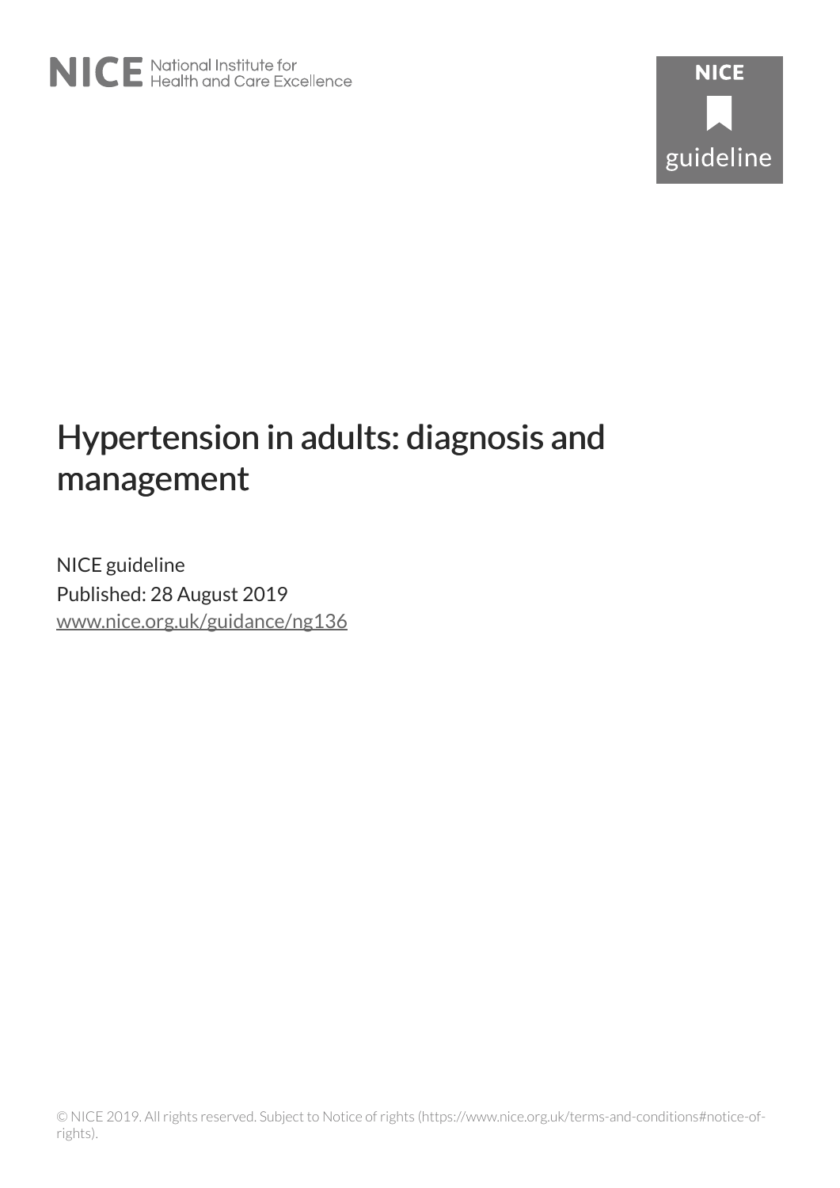NICE National Institute for Health and Care Excellence

NICE guideline

# Hypertension in adults: diagnosis and management

NICE guideline

Published: 28 August 2019

www.nice.org.uk/guidance/ng136

© NICE 2019. All rights reserved. Subject to Notice of rights (https://www.nice.org.uk/terms-and-conditions#notice-of-rights).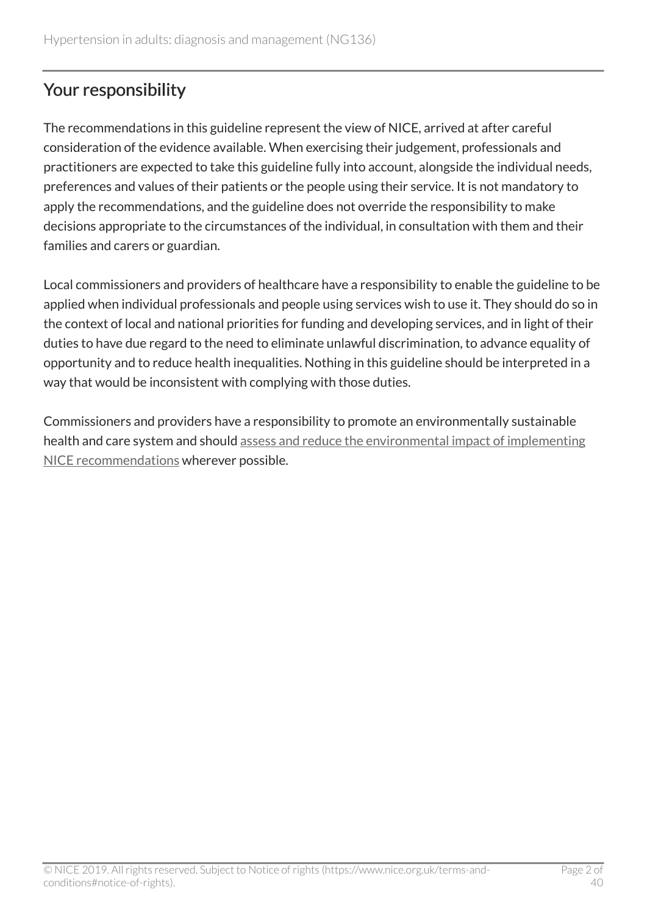## Your responsibility

The recommendations in this guideline represent the view of NICE, arrived at after careful consideration of the evidence available. When exercising their judgement, professionals and practitioners are expected to take this guideline fully into account, alongside the individual needs, preferences and values of their patients or the people using their service. It is not mandatory to apply the recommendations, and the guideline does not override the responsibility to make decisions appropriate to the circumstances of the individual, in consultation with them and their families and carers or guardian.

Local commissioners and providers of healthcare have a responsibility to enable the guideline to be applied when individual professionals and people using services wish to use it. They should do so in the context of local and national priorities for funding and developing services, and in light of their duties to have due regard to the need to eliminate unlawful discrimination, to advance equality of opportunity and to reduce health inequalities. Nothing in this guideline should be interpreted in a way that would be inconsistent with complying with those duties.

Commissioners and providers have a responsibility to promote an environmentally sustainable health and care system and should assess and reduce the environmental impact of implementing NICE recommendations wherever possible.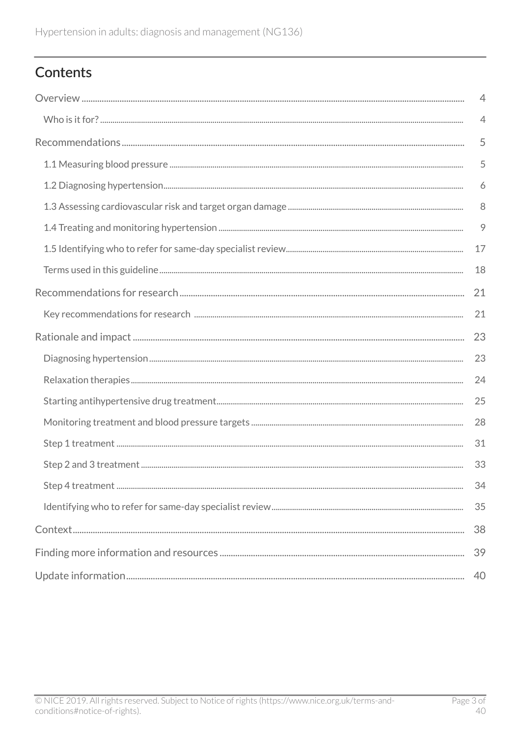# Contents

| | |
|---|---|
| Overview | 4 |
| Who is it for? | 4 |
| Recommendations | 5 |
| 1.1 Measuring blood pressure | 5 |
| 1.2 Diagnosing hypertension | 6 |
| 1.3 Assessing cardiovascular risk and target organ damage | 8 |
| 1.4 Treating and monitoring hypertension | 9 |
| 1.5 Identifying who to refer for same-day specialist review | 17 |
| Terms used in this guideline | 18 |
| Recommendations for research | 21 |
| Key recommendations for research | 21 |
| Rationale and impact | 23 |
| Diagnosing hypertension | 23 |
| Relaxation therapies | 24 |
| Starting antihypertensive drug treatment | 25 |
| Monitoring treatment and blood pressure targets | 28 |
| Step 1 treatment | 31 |
| Step 2 and 3 treatment | 33 |
| Step 4 treatment | 34 |
| Identifying who to refer for same-day specialist review | 35 |
| Context | 38 |
| Finding more information and resources | 39 |
| Update information | 40 |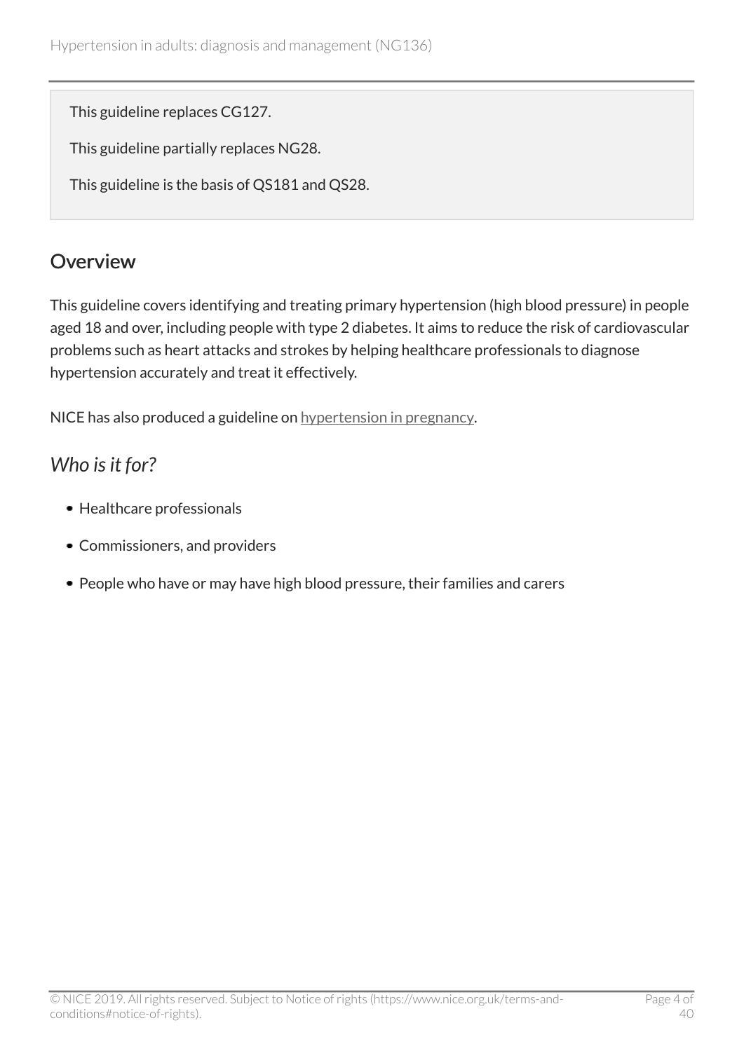This guideline replaces CG127.

This guideline partially replaces NG28.

This guideline is the basis of QS181 and QS28.

## Overview

This guideline covers identifying and treating primary hypertension (high blood pressure) in people aged 18 and over, including people with type 2 diabetes. It aims to reduce the risk of cardiovascular problems such as heart attacks and strokes by helping healthcare professionals to diagnose hypertension accurately and treat it effectively.

NICE has also produced a guideline on hypertension in pregnancy.

### *Who is it for?*

- Healthcare professionals
- Commissioners, and providers
- People who have or may have high blood pressure, their families and carers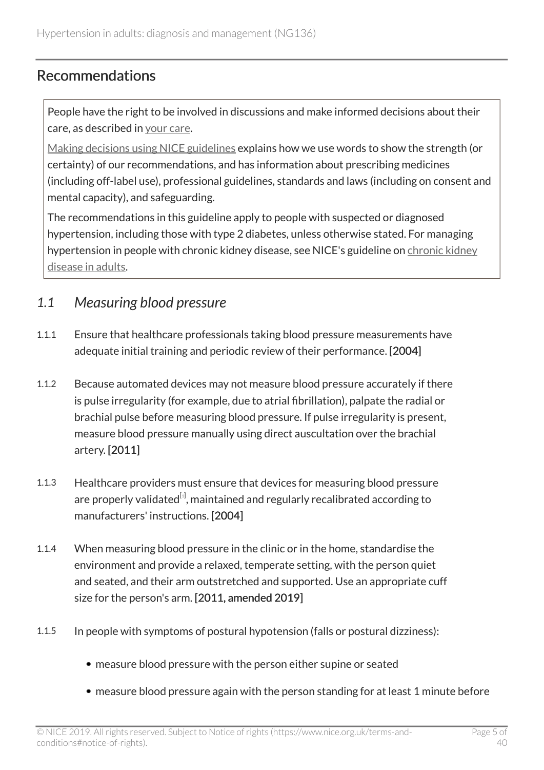## Recommendations

People have the right to be involved in discussions and make informed decisions about their care, as described in your care.

Making decisions using NICE guidelines explains how we use words to show the strength (or certainty) of our recommendations, and has information about prescribing medicines (including off-label use), professional guidelines, standards and laws (including on consent and mental capacity), and safeguarding.

The recommendations in this guideline apply to people with suspected or diagnosed hypertension, including those with type 2 diabetes, unless otherwise stated. For managing hypertension in people with chronic kidney disease, see NICE's guideline on chronic kidney disease in adults.

### *1.1 Measuring blood pressure*

1.1.1 Ensure that healthcare professionals taking blood pressure measurements have adequate initial training and periodic review of their performance. **[2004]**

1.1.2 Because automated devices may not measure blood pressure accurately if there is pulse irregularity (for example, due to atrial fibrillation), palpate the radial or brachial pulse before measuring blood pressure. If pulse irregularity is present, measure blood pressure manually using direct auscultation over the brachial artery. **[2011]**

1.1.3 Healthcare providers must ensure that devices for measuring blood pressure are properly validated[1], maintained and regularly recalibrated according to manufacturers' instructions. **[2004]**

1.1.4 When measuring blood pressure in the clinic or in the home, standardise the environment and provide a relaxed, temperate setting, with the person quiet and seated, and their arm outstretched and supported. Use an appropriate cuff size for the person's arm. **[2011, amended 2019]**

1.1.5 In people with symptoms of postural hypotension (falls or postural dizziness):

- measure blood pressure with the person either supine or seated
- measure blood pressure again with the person standing for at least 1 minute before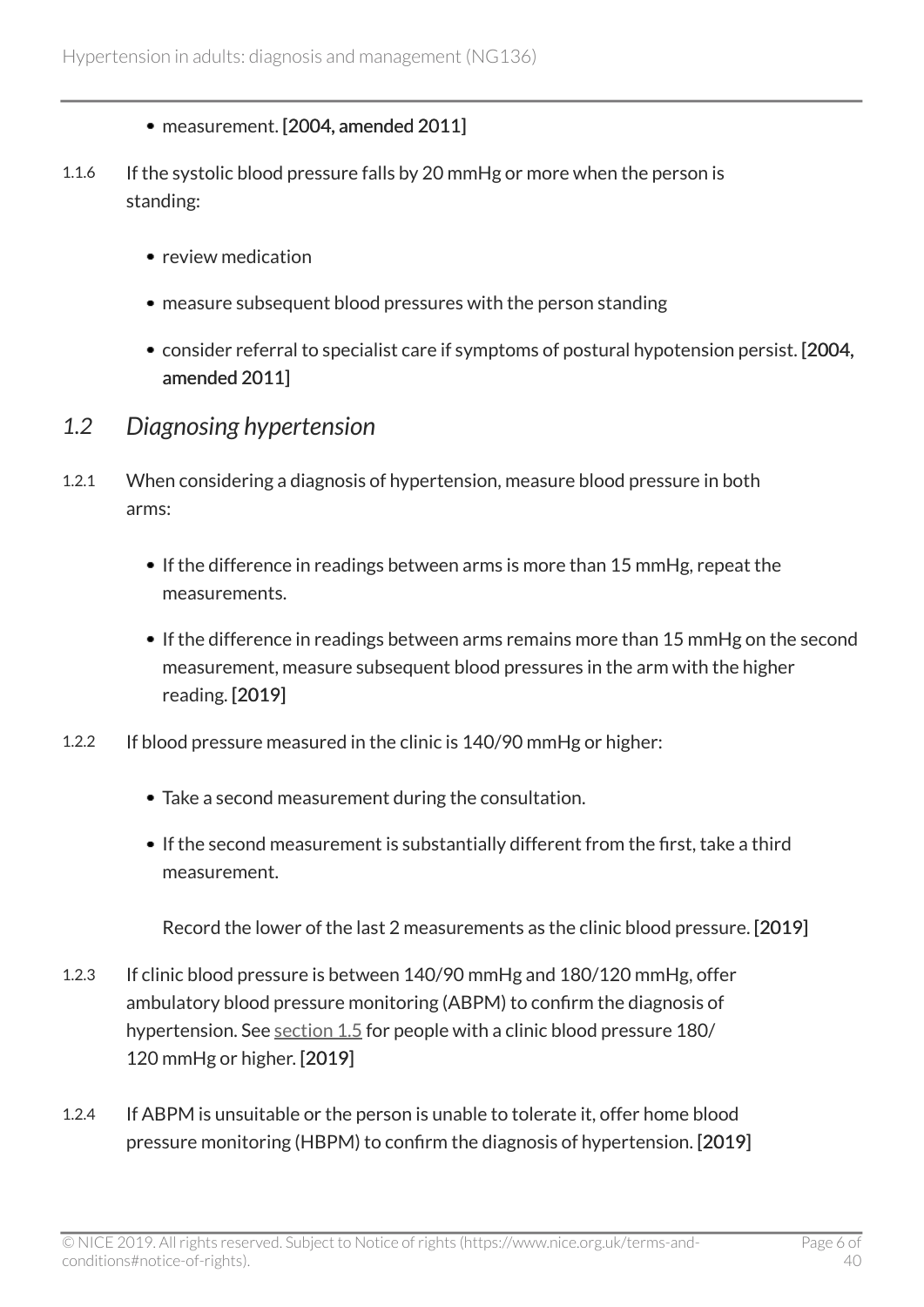- measurement. **[2004, amended 2011]**

1.1.6 If the systolic blood pressure falls by 20 mmHg or more when the person is standing:

- review medication
- measure subsequent blood pressures with the person standing
- consider referral to specialist care if symptoms of postural hypotension persist. **[2004, amended 2011]**

## *1.2 Diagnosing hypertension*

1.2.1 When considering a diagnosis of hypertension, measure blood pressure in both arms:

- If the difference in readings between arms is more than 15 mmHg, repeat the measurements.
- If the difference in readings between arms remains more than 15 mmHg on the second measurement, measure subsequent blood pressures in the arm with the higher reading. **[2019]**

1.2.2 If blood pressure measured in the clinic is 140/90 mmHg or higher:

- Take a second measurement during the consultation.
- If the second measurement is substantially different from the first, take a third measurement.

  Record the lower of the last 2 measurements as the clinic blood pressure. **[2019]**

1.2.3 If clinic blood pressure is between 140/90 mmHg and 180/120 mmHg, offer ambulatory blood pressure monitoring (ABPM) to confirm the diagnosis of hypertension. See section 1.5 for people with a clinic blood pressure 180/120 mmHg or higher. **[2019]**

1.2.4 If ABPM is unsuitable or the person is unable to tolerate it, offer home blood pressure monitoring (HBPM) to confirm the diagnosis of hypertension. **[2019]**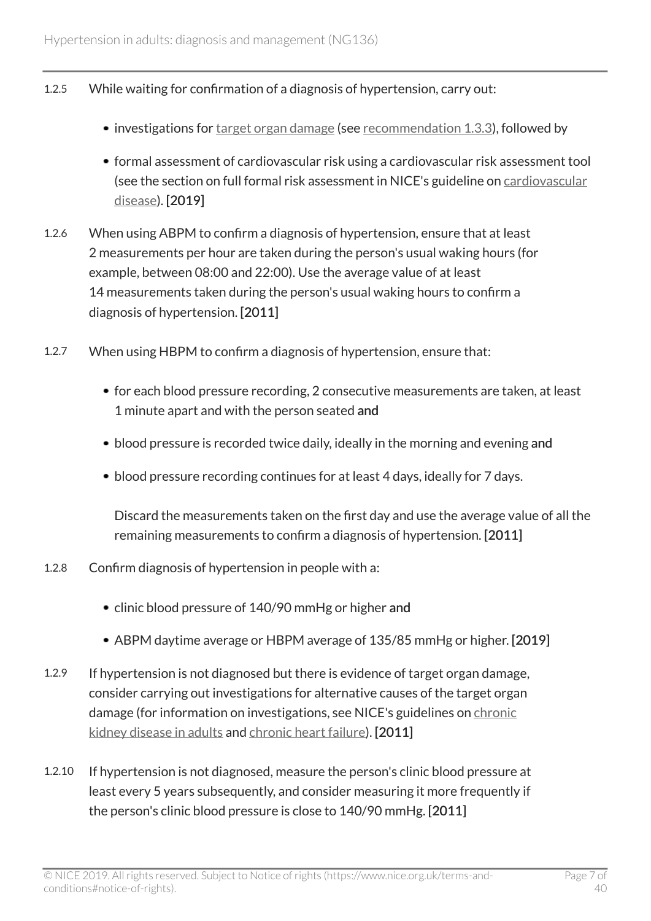1.2.5 While waiting for confirmation of a diagnosis of hypertension, carry out:

- investigations for target organ damage (see recommendation 1.3.3), followed by
- formal assessment of cardiovascular risk using a cardiovascular risk assessment tool (see the section on full formal risk assessment in NICE's guideline on cardiovascular disease). **[2019]**

1.2.6 When using ABPM to confirm a diagnosis of hypertension, ensure that at least 2 measurements per hour are taken during the person's usual waking hours (for example, between 08:00 and 22:00). Use the average value of at least 14 measurements taken during the person's usual waking hours to confirm a diagnosis of hypertension. **[2011]**

1.2.7 When using HBPM to confirm a diagnosis of hypertension, ensure that:

- for each blood pressure recording, 2 consecutive measurements are taken, at least 1 minute apart and with the person seated **and**
- blood pressure is recorded twice daily, ideally in the morning and evening **and**
- blood pressure recording continues for at least 4 days, ideally for 7 days.

  Discard the measurements taken on the first day and use the average value of all the remaining measurements to confirm a diagnosis of hypertension. **[2011]**

1.2.8 Confirm diagnosis of hypertension in people with a:

- clinic blood pressure of 140/90 mmHg or higher **and**
- ABPM daytime average or HBPM average of 135/85 mmHg or higher. **[2019]**

1.2.9 If hypertension is not diagnosed but there is evidence of target organ damage, consider carrying out investigations for alternative causes of the target organ damage (for information on investigations, see NICE's guidelines on chronic kidney disease in adults and chronic heart failure). **[2011]**

1.2.10 If hypertension is not diagnosed, measure the person's clinic blood pressure at least every 5 years subsequently, and consider measuring it more frequently if the person's clinic blood pressure is close to 140/90 mmHg. **[2011]**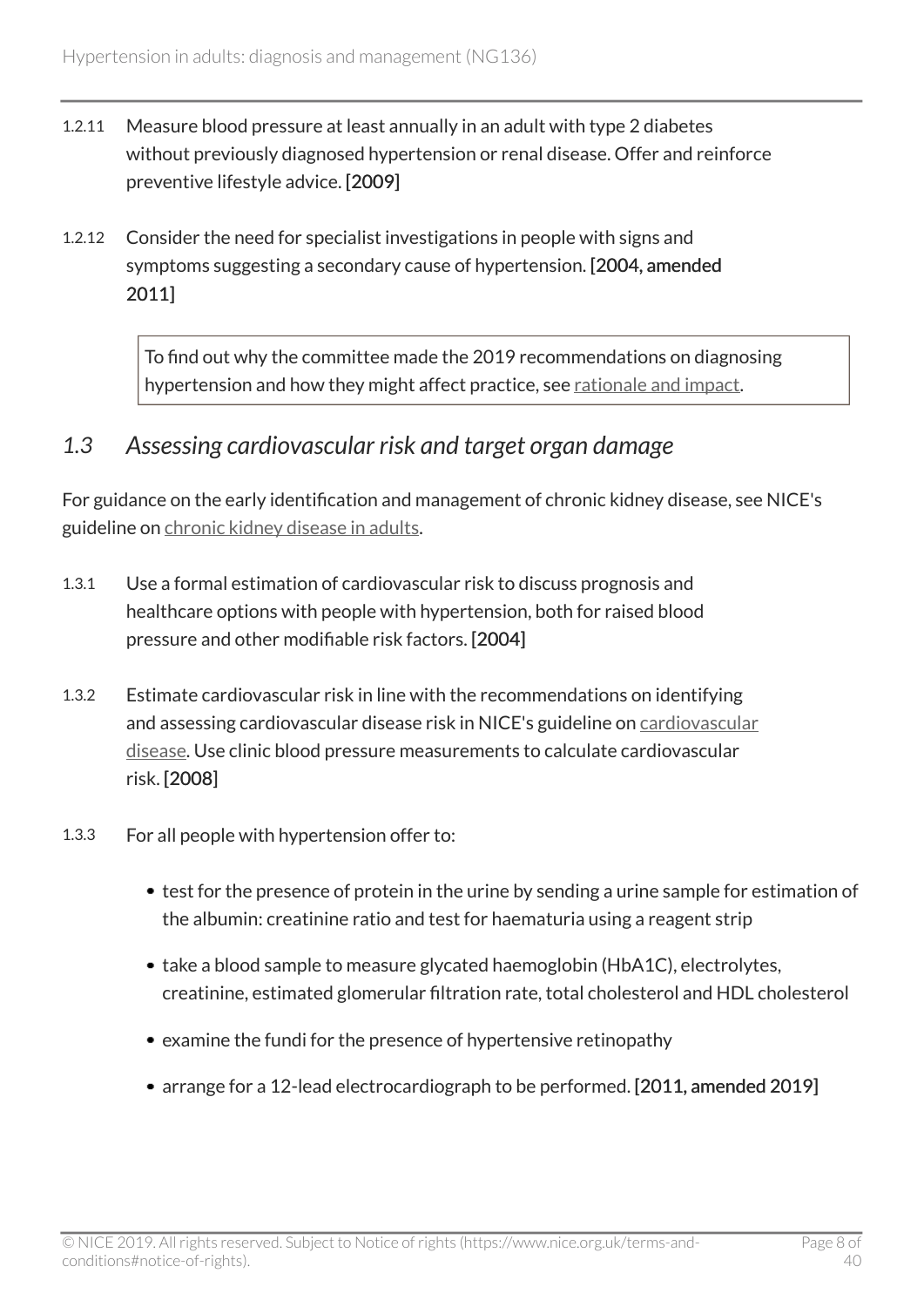1.2.11 Measure blood pressure at least annually in an adult with type 2 diabetes without previously diagnosed hypertension or renal disease. Offer and reinforce preventive lifestyle advice. **[2009]**

1.2.12 Consider the need for specialist investigations in people with signs and symptoms suggesting a secondary cause of hypertension. **[2004, amended 2011]**

> To find out why the committee made the 2019 recommendations on diagnosing hypertension and how they might affect practice, see rationale and impact.

## *1.3 Assessing cardiovascular risk and target organ damage*

For guidance on the early identification and management of chronic kidney disease, see NICE's guideline on chronic kidney disease in adults.

1.3.1 Use a formal estimation of cardiovascular risk to discuss prognosis and healthcare options with people with hypertension, both for raised blood pressure and other modifiable risk factors. **[2004]**

1.3.2 Estimate cardiovascular risk in line with the recommendations on identifying and assessing cardiovascular disease risk in NICE's guideline on cardiovascular disease. Use clinic blood pressure measurements to calculate cardiovascular risk. **[2008]**

1.3.3 For all people with hypertension offer to:

- test for the presence of protein in the urine by sending a urine sample for estimation of the albumin: creatinine ratio and test for haematuria using a reagent strip
- take a blood sample to measure glycated haemoglobin (HbA1C), electrolytes, creatinine, estimated glomerular filtration rate, total cholesterol and HDL cholesterol
- examine the fundi for the presence of hypertensive retinopathy
- arrange for a 12-lead electrocardiograph to be performed. **[2011, amended 2019]**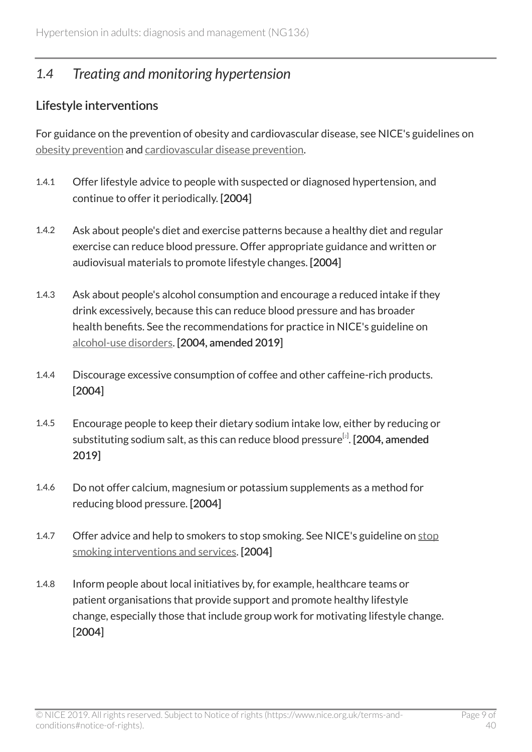## *1.4 Treating and monitoring hypertension*

### Lifestyle interventions

For guidance on the prevention of obesity and cardiovascular disease, see NICE's guidelines on obesity prevention and cardiovascular disease prevention.

1.4.1 Offer lifestyle advice to people with suspected or diagnosed hypertension, and continue to offer it periodically. [2004]

1.4.2 Ask about people's diet and exercise patterns because a healthy diet and regular exercise can reduce blood pressure. Offer appropriate guidance and written or audiovisual materials to promote lifestyle changes. [2004]

1.4.3 Ask about people's alcohol consumption and encourage a reduced intake if they drink excessively, because this can reduce blood pressure and has broader health benefits. See the recommendations for practice in NICE's guideline on alcohol-use disorders. **[2004, amended 2019]**

1.4.4 Discourage excessive consumption of coffee and other caffeine-rich products. [2004]

1.4.5 Encourage people to keep their dietary sodium intake low, either by reducing or substituting sodium salt, as this can reduce blood pressure[2]. **[2004, amended 2019]**

1.4.6 Do not offer calcium, magnesium or potassium supplements as a method for reducing blood pressure. [2004]

1.4.7 Offer advice and help to smokers to stop smoking. See NICE's guideline on stop smoking interventions and services. [2004]

1.4.8 Inform people about local initiatives by, for example, healthcare teams or patient organisations that provide support and promote healthy lifestyle change, especially those that include group work for motivating lifestyle change. [2004]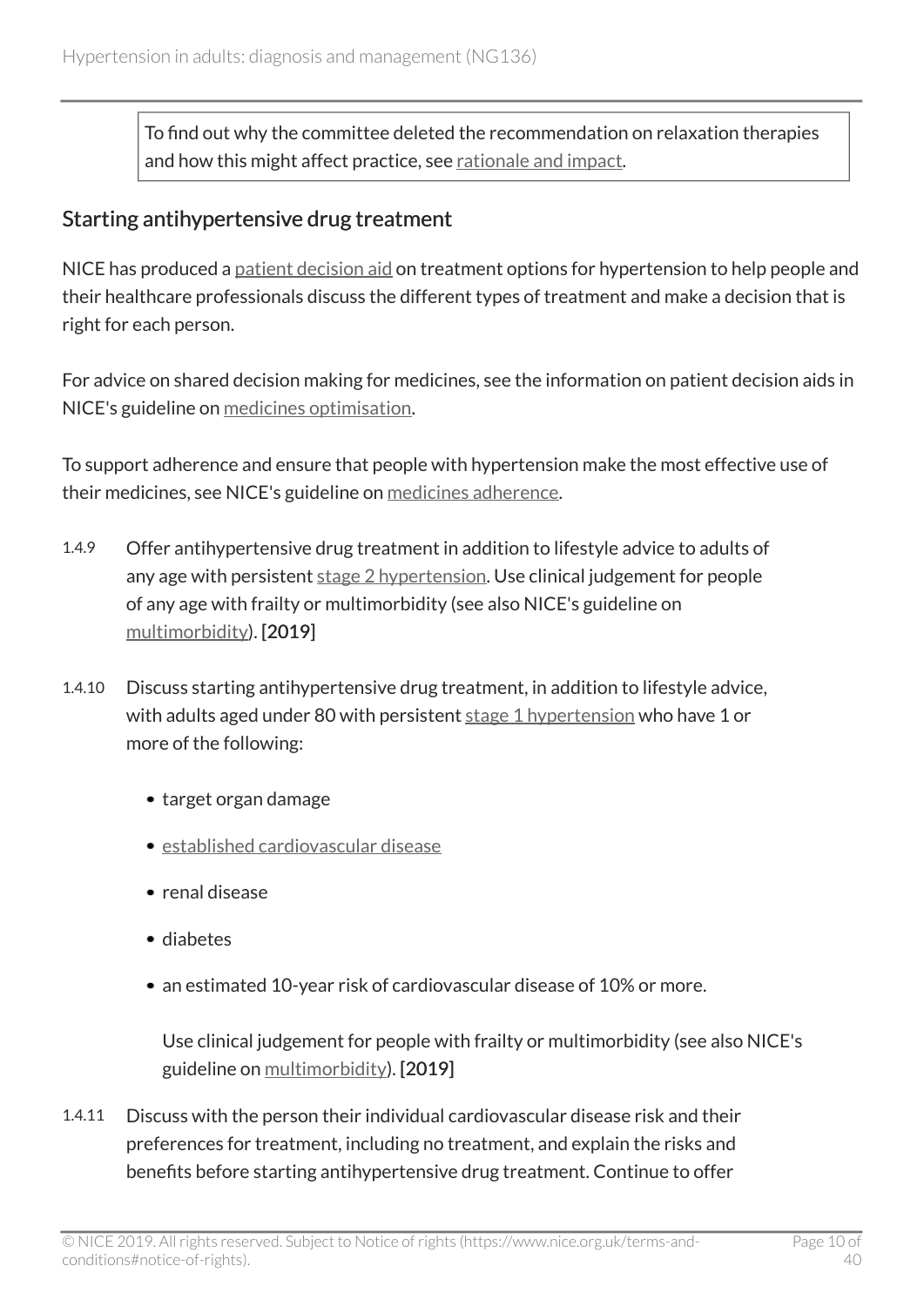To find out why the committee deleted the recommendation on relaxation therapies and how this might affect practice, see rationale and impact.

## Starting antihypertensive drug treatment

NICE has produced a patient decision aid on treatment options for hypertension to help people and their healthcare professionals discuss the different types of treatment and make a decision that is right for each person.

For advice on shared decision making for medicines, see the information on patient decision aids in NICE's guideline on medicines optimisation.

To support adherence and ensure that people with hypertension make the most effective use of their medicines, see NICE's guideline on medicines adherence.

1.4.9 Offer antihypertensive drug treatment in addition to lifestyle advice to adults of any age with persistent stage 2 hypertension. Use clinical judgement for people of any age with frailty or multimorbidity (see also NICE's guideline on multimorbidity). **[2019]**

1.4.10 Discuss starting antihypertensive drug treatment, in addition to lifestyle advice, with adults aged under 80 with persistent stage 1 hypertension who have 1 or more of the following:

- target organ damage
- established cardiovascular disease
- renal disease
- diabetes
- an estimated 10-year risk of cardiovascular disease of 10% or more.

  Use clinical judgement for people with frailty or multimorbidity (see also NICE's guideline on multimorbidity). **[2019]**

1.4.11 Discuss with the person their individual cardiovascular disease risk and their preferences for treatment, including no treatment, and explain the risks and benefits before starting antihypertensive drug treatment. Continue to offer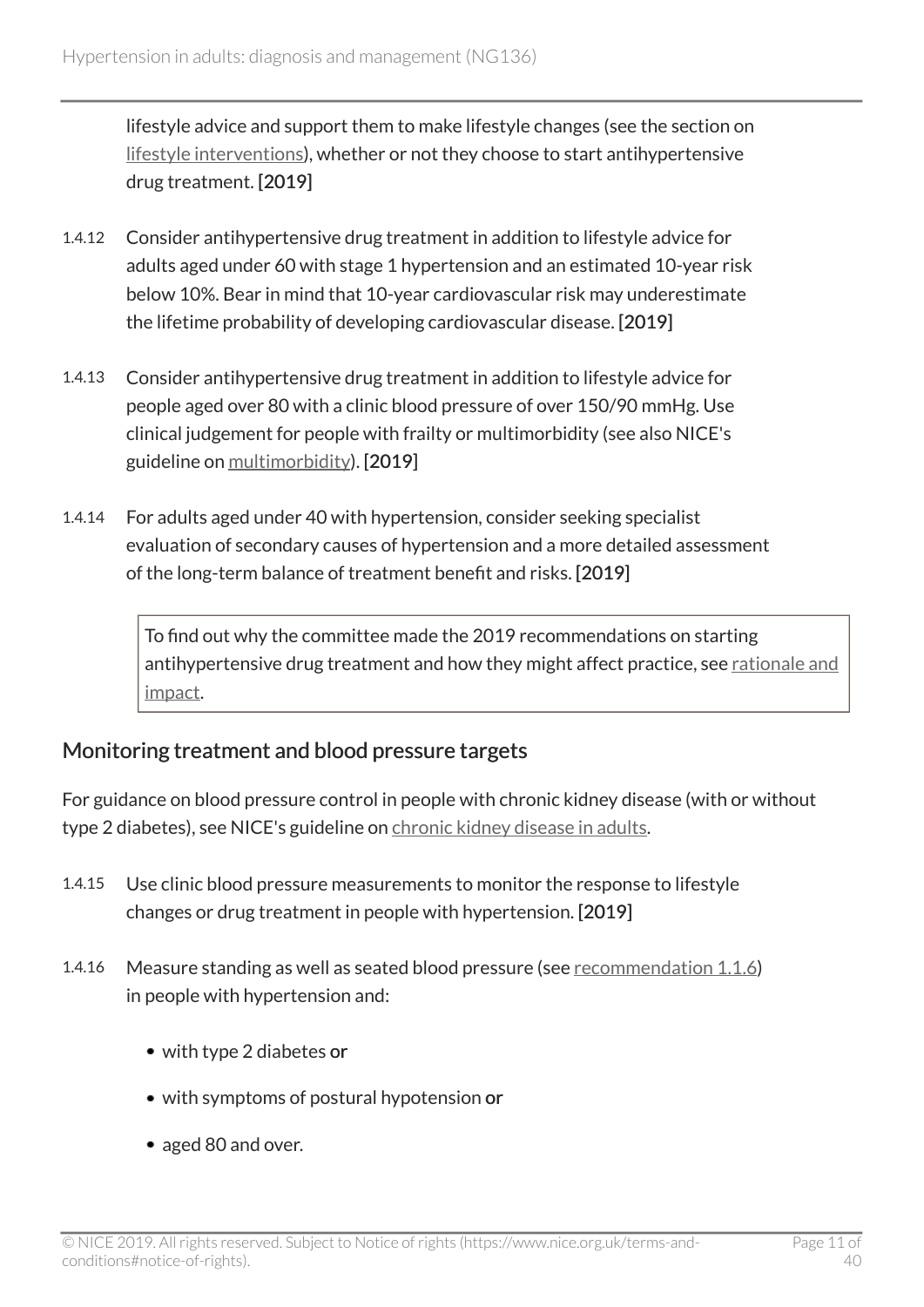lifestyle advice and support them to make lifestyle changes (see the section on lifestyle interventions), whether or not they choose to start antihypertensive drug treatment. **[2019]**

1.4.12 Consider antihypertensive drug treatment in addition to lifestyle advice for adults aged under 60 with stage 1 hypertension and an estimated 10-year risk below 10%. Bear in mind that 10-year cardiovascular risk may underestimate the lifetime probability of developing cardiovascular disease. **[2019]**

1.4.13 Consider antihypertensive drug treatment in addition to lifestyle advice for people aged over 80 with a clinic blood pressure of over 150/90 mmHg. Use clinical judgement for people with frailty or multimorbidity (see also NICE's guideline on multimorbidity). **[2019]**

1.4.14 For adults aged under 40 with hypertension, consider seeking specialist evaluation of secondary causes of hypertension and a more detailed assessment of the long-term balance of treatment benefit and risks. **[2019]**

> To find out why the committee made the 2019 recommendations on starting antihypertensive drug treatment and how they might affect practice, see rationale and impact.

## Monitoring treatment and blood pressure targets

For guidance on blood pressure control in people with chronic kidney disease (with or without type 2 diabetes), see NICE's guideline on chronic kidney disease in adults.

1.4.15 Use clinic blood pressure measurements to monitor the response to lifestyle changes or drug treatment in people with hypertension. **[2019]**

1.4.16 Measure standing as well as seated blood pressure (see recommendation 1.1.6) in people with hypertension and:

- with type 2 diabetes **or**
- with symptoms of postural hypotension **or**
- aged 80 and over.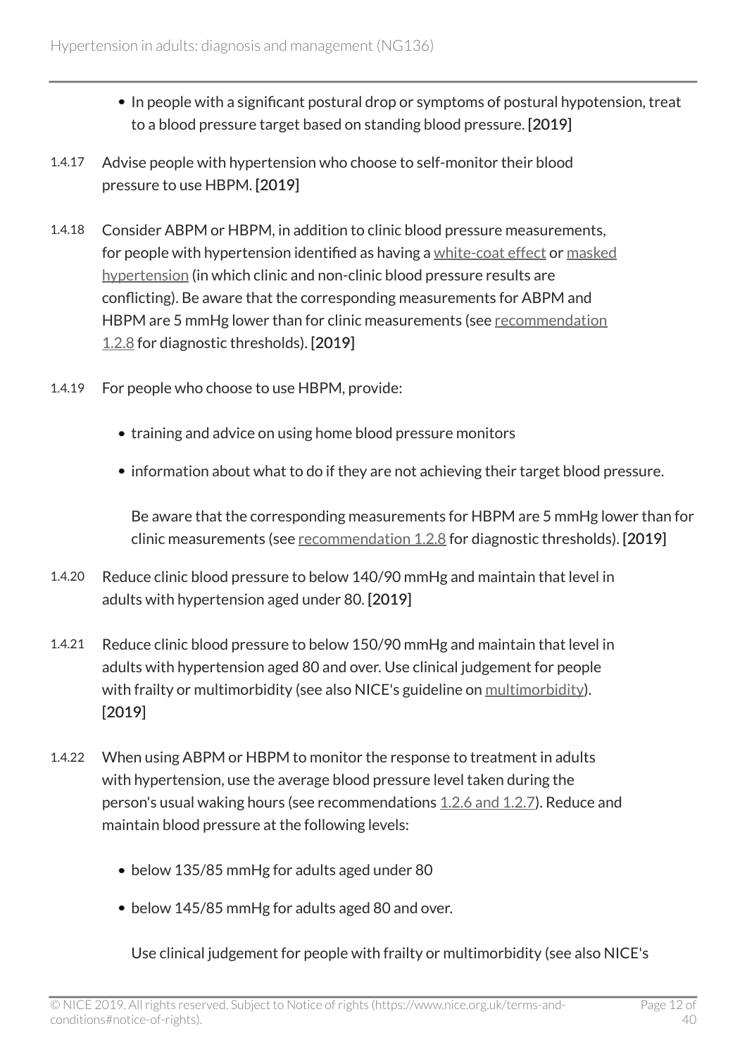- In people with a significant postural drop or symptoms of postural hypotension, treat to a blood pressure target based on standing blood pressure. **[2019]**

1.4.17 Advise people with hypertension who choose to self-monitor their blood pressure to use HBPM. **[2019]**

1.4.18 Consider ABPM or HBPM, in addition to clinic blood pressure measurements, for people with hypertension identified as having a white-coat effect or masked hypertension (in which clinic and non-clinic blood pressure results are conflicting). Be aware that the corresponding measurements for ABPM and HBPM are 5 mmHg lower than for clinic measurements (see recommendation 1.2.8 for diagnostic thresholds). **[2019]**

1.4.19 For people who choose to use HBPM, provide:

- training and advice on using home blood pressure monitors
- information about what to do if they are not achieving their target blood pressure.

Be aware that the corresponding measurements for HBPM are 5 mmHg lower than for clinic measurements (see recommendation 1.2.8 for diagnostic thresholds). **[2019]**

1.4.20 Reduce clinic blood pressure to below 140/90 mmHg and maintain that level in adults with hypertension aged under 80. **[2019]**

1.4.21 Reduce clinic blood pressure to below 150/90 mmHg and maintain that level in adults with hypertension aged 80 and over. Use clinical judgement for people with frailty or multimorbidity (see also NICE's guideline on multimorbidity). **[2019]**

1.4.22 When using ABPM or HBPM to monitor the response to treatment in adults with hypertension, use the average blood pressure level taken during the person's usual waking hours (see recommendations 1.2.6 and 1.2.7). Reduce and maintain blood pressure at the following levels:

- below 135/85 mmHg for adults aged under 80
- below 145/85 mmHg for adults aged 80 and over.

Use clinical judgement for people with frailty or multimorbidity (see also NICE's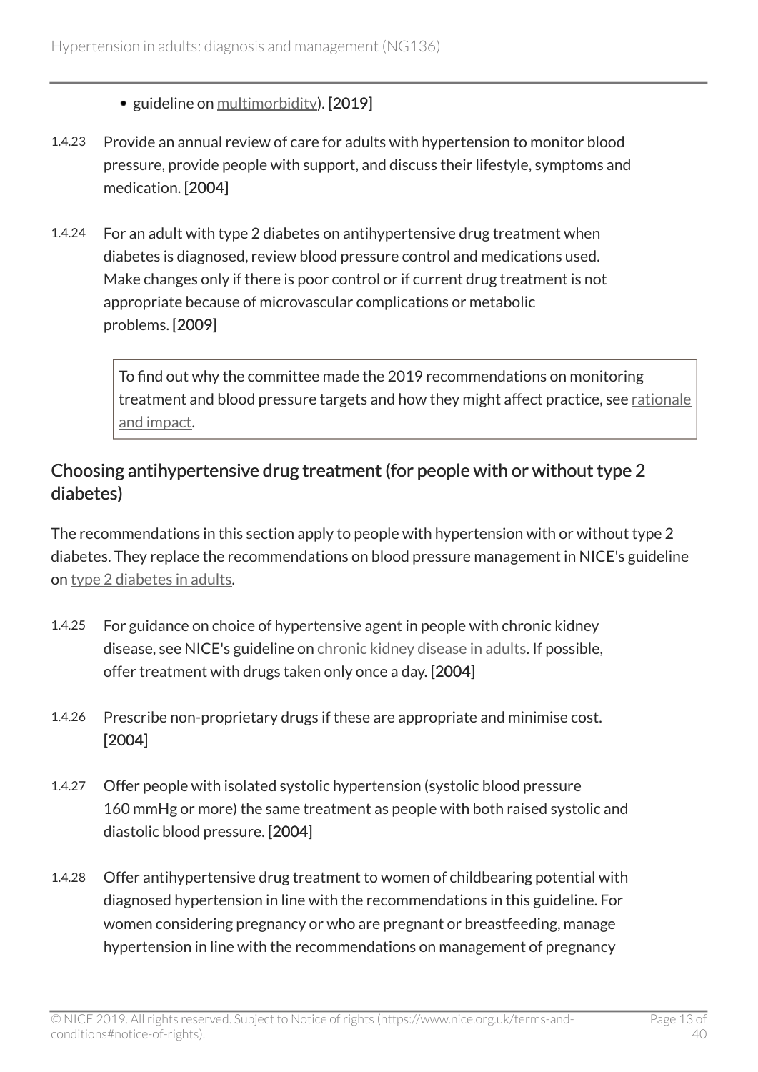- guideline on multimorbidity). [2019]

1.4.23 Provide an annual review of care for adults with hypertension to monitor blood pressure, provide people with support, and discuss their lifestyle, symptoms and medication. [2004]

1.4.24 For an adult with type 2 diabetes on antihypertensive drug treatment when diabetes is diagnosed, review blood pressure control and medications used. Make changes only if there is poor control or if current drug treatment is not appropriate because of microvascular complications or metabolic problems. [2009]

> To find out why the committee made the 2019 recommendations on monitoring treatment and blood pressure targets and how they might affect practice, see rationale and impact.

## Choosing antihypertensive drug treatment (for people with or without type 2 diabetes)

The recommendations in this section apply to people with hypertension with or without type 2 diabetes. They replace the recommendations on blood pressure management in NICE's guideline on type 2 diabetes in adults.

1.4.25 For guidance on choice of hypertensive agent in people with chronic kidney disease, see NICE's guideline on chronic kidney disease in adults. If possible, offer treatment with drugs taken only once a day. [2004]

1.4.26 Prescribe non-proprietary drugs if these are appropriate and minimise cost. [2004]

1.4.27 Offer people with isolated systolic hypertension (systolic blood pressure 160 mmHg or more) the same treatment as people with both raised systolic and diastolic blood pressure. [2004]

1.4.28 Offer antihypertensive drug treatment to women of childbearing potential with diagnosed hypertension in line with the recommendations in this guideline. For women considering pregnancy or who are pregnant or breastfeeding, manage hypertension in line with the recommendations on management of pregnancy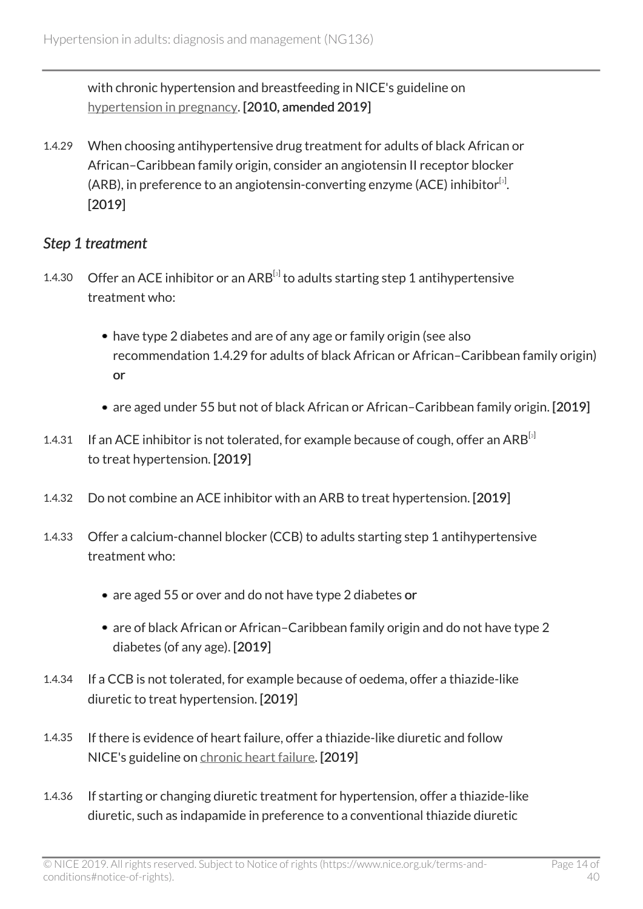with chronic hypertension and breastfeeding in NICE's guideline on hypertension in pregnancy. **[2010, amended 2019]**

1.4.29 When choosing antihypertensive drug treatment for adults of black African or African–Caribbean family origin, consider an angiotensin II receptor blocker (ARB), in preference to an angiotensin-converting enzyme (ACE) inhibitor[3]. **[2019]**

### *Step 1 treatment*

1.4.30 Offer an ACE inhibitor or an ARB[3] to adults starting step 1 antihypertensive treatment who:

- have type 2 diabetes and are of any age or family origin (see also recommendation 1.4.29 for adults of black African or African–Caribbean family origin) **or**
- are aged under 55 but not of black African or African–Caribbean family origin. **[2019]**

1.4.31 If an ACE inhibitor is not tolerated, for example because of cough, offer an ARB[3] to treat hypertension. **[2019]**

1.4.32 Do not combine an ACE inhibitor with an ARB to treat hypertension. **[2019]**

1.4.33 Offer a calcium-channel blocker (CCB) to adults starting step 1 antihypertensive treatment who:

- are aged 55 or over and do not have type 2 diabetes **or**
- are of black African or African–Caribbean family origin and do not have type 2 diabetes (of any age). **[2019]**

1.4.34 If a CCB is not tolerated, for example because of oedema, offer a thiazide-like diuretic to treat hypertension. **[2019]**

1.4.35 If there is evidence of heart failure, offer a thiazide-like diuretic and follow NICE's guideline on chronic heart failure. **[2019]**

1.4.36 If starting or changing diuretic treatment for hypertension, offer a thiazide-like diuretic, such as indapamide in preference to a conventional thiazide diuretic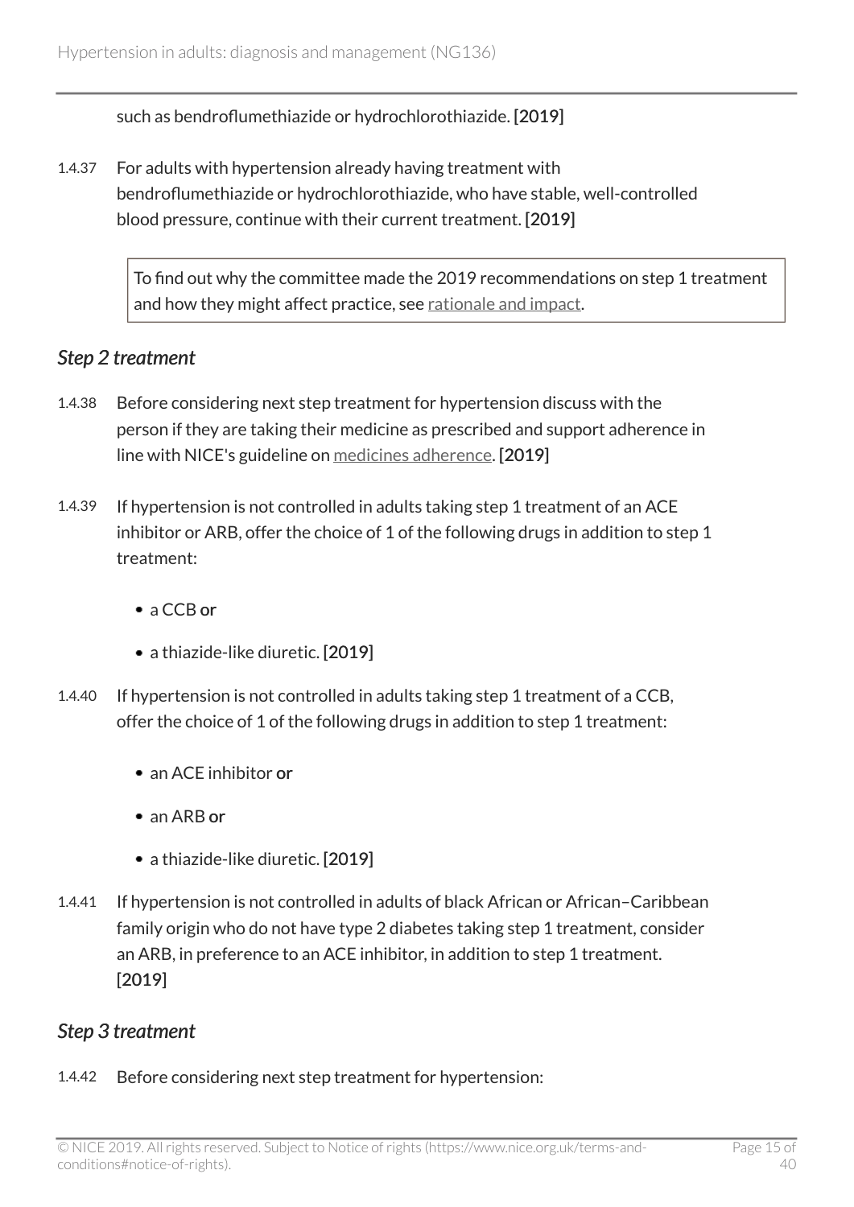such as bendroflumethiazide or hydrochlorothiazide. [2019]

1.4.37 For adults with hypertension already having treatment with bendroflumethiazide or hydrochlorothiazide, who have stable, well-controlled blood pressure, continue with their current treatment. [2019]

> To find out why the committee made the 2019 recommendations on step 1 treatment and how they might affect practice, see rationale and impact.

### *Step 2 treatment*

1.4.38 Before considering next step treatment for hypertension discuss with the person if they are taking their medicine as prescribed and support adherence in line with NICE's guideline on medicines adherence. [2019]

1.4.39 If hypertension is not controlled in adults taking step 1 treatment of an ACE inhibitor or ARB, offer the choice of 1 of the following drugs in addition to step 1 treatment:

- a CCB **or**
- a thiazide-like diuretic. [2019]

1.4.40 If hypertension is not controlled in adults taking step 1 treatment of a CCB, offer the choice of 1 of the following drugs in addition to step 1 treatment:

- an ACE inhibitor **or**
- an ARB **or**
- a thiazide-like diuretic. [2019]

1.4.41 If hypertension is not controlled in adults of black African or African–Caribbean family origin who do not have type 2 diabetes taking step 1 treatment, consider an ARB, in preference to an ACE inhibitor, in addition to step 1 treatment. [2019]

### *Step 3 treatment*

1.4.42 Before considering next step treatment for hypertension: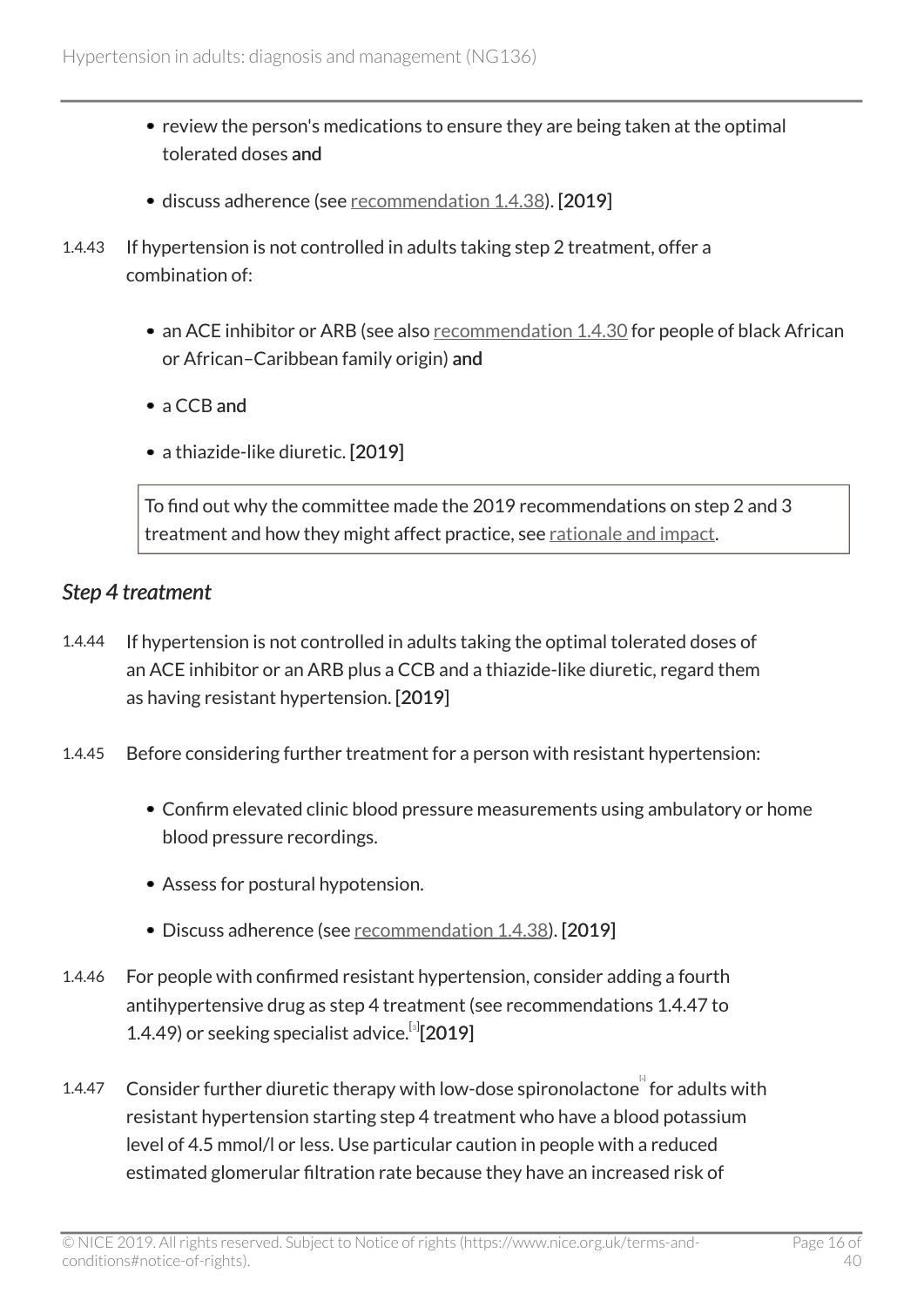- review the person's medications to ensure they are being taken at the optimal tolerated doses **and**
- discuss adherence (see recommendation 1.4.38). **[2019]**

1.4.43 If hypertension is not controlled in adults taking step 2 treatment, offer a combination of:

- an ACE inhibitor or ARB (see also recommendation 1.4.30 for people of black African or African–Caribbean family origin) **and**
- a CCB **and**
- a thiazide-like diuretic. **[2019]**

> To find out why the committee made the 2019 recommendations on step 2 and 3 treatment and how they might affect practice, see rationale and impact.

### *Step 4 treatment*

1.4.44 If hypertension is not controlled in adults taking the optimal tolerated doses of an ACE inhibitor or an ARB plus a CCB and a thiazide-like diuretic, regard them as having resistant hypertension. **[2019]**

1.4.45 Before considering further treatment for a person with resistant hypertension:

- Confirm elevated clinic blood pressure measurements using ambulatory or home blood pressure recordings.
- Assess for postural hypotension.
- Discuss adherence (see recommendation 1.4.38). **[2019]**

1.4.46 For people with confirmed resistant hypertension, consider adding a fourth antihypertensive drug as step 4 treatment (see recommendations 1.4.47 to 1.4.49) or seeking specialist advice.[3] **[2019]**

1.4.47 Consider further diuretic therapy with low-dose spironolactone[4] for adults with resistant hypertension starting step 4 treatment who have a blood potassium level of 4.5 mmol/l or less. Use particular caution in people with a reduced estimated glomerular filtration rate because they have an increased risk of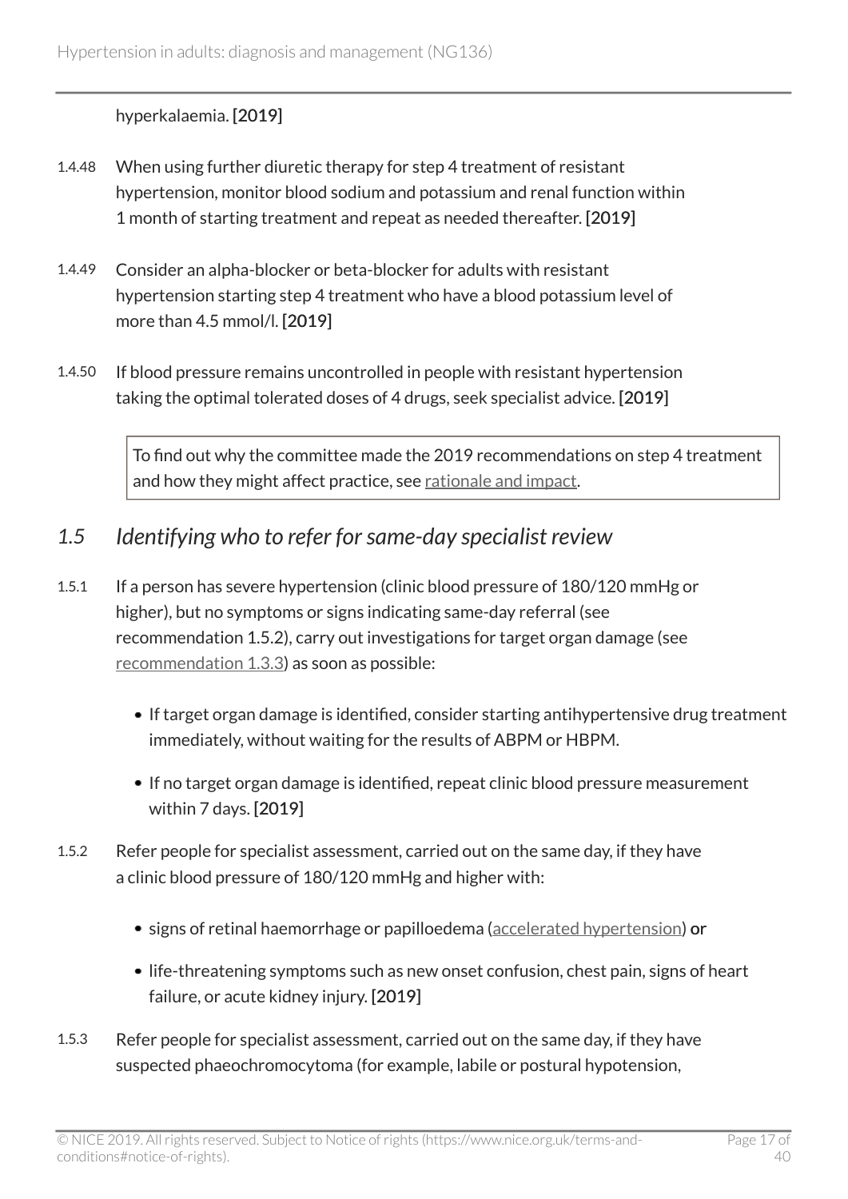hyperkalaemia. **[2019]**

1.4.48 When using further diuretic therapy for step 4 treatment of resistant hypertension, monitor blood sodium and potassium and renal function within 1 month of starting treatment and repeat as needed thereafter. **[2019]**

1.4.49 Consider an alpha-blocker or beta-blocker for adults with resistant hypertension starting step 4 treatment who have a blood potassium level of more than 4.5 mmol/l. **[2019]**

1.4.50 If blood pressure remains uncontrolled in people with resistant hypertension taking the optimal tolerated doses of 4 drugs, seek specialist advice. **[2019]**

> To find out why the committee made the 2019 recommendations on step 4 treatment and how they might affect practice, see rationale and impact.

## *1.5 Identifying who to refer for same-day specialist review*

1.5.1 If a person has severe hypertension (clinic blood pressure of 180/120 mmHg or higher), but no symptoms or signs indicating same-day referral (see recommendation 1.5.2), carry out investigations for target organ damage (see recommendation 1.3.3) as soon as possible:

- If target organ damage is identified, consider starting antihypertensive drug treatment immediately, without waiting for the results of ABPM or HBPM.
- If no target organ damage is identified, repeat clinic blood pressure measurement within 7 days. **[2019]**

1.5.2 Refer people for specialist assessment, carried out on the same day, if they have a clinic blood pressure of 180/120 mmHg and higher with:

- signs of retinal haemorrhage or papilloedema (accelerated hypertension) **or**
- life-threatening symptoms such as new onset confusion, chest pain, signs of heart failure, or acute kidney injury. **[2019]**

1.5.3 Refer people for specialist assessment, carried out on the same day, if they have suspected phaeochromocytoma (for example, labile or postural hypotension,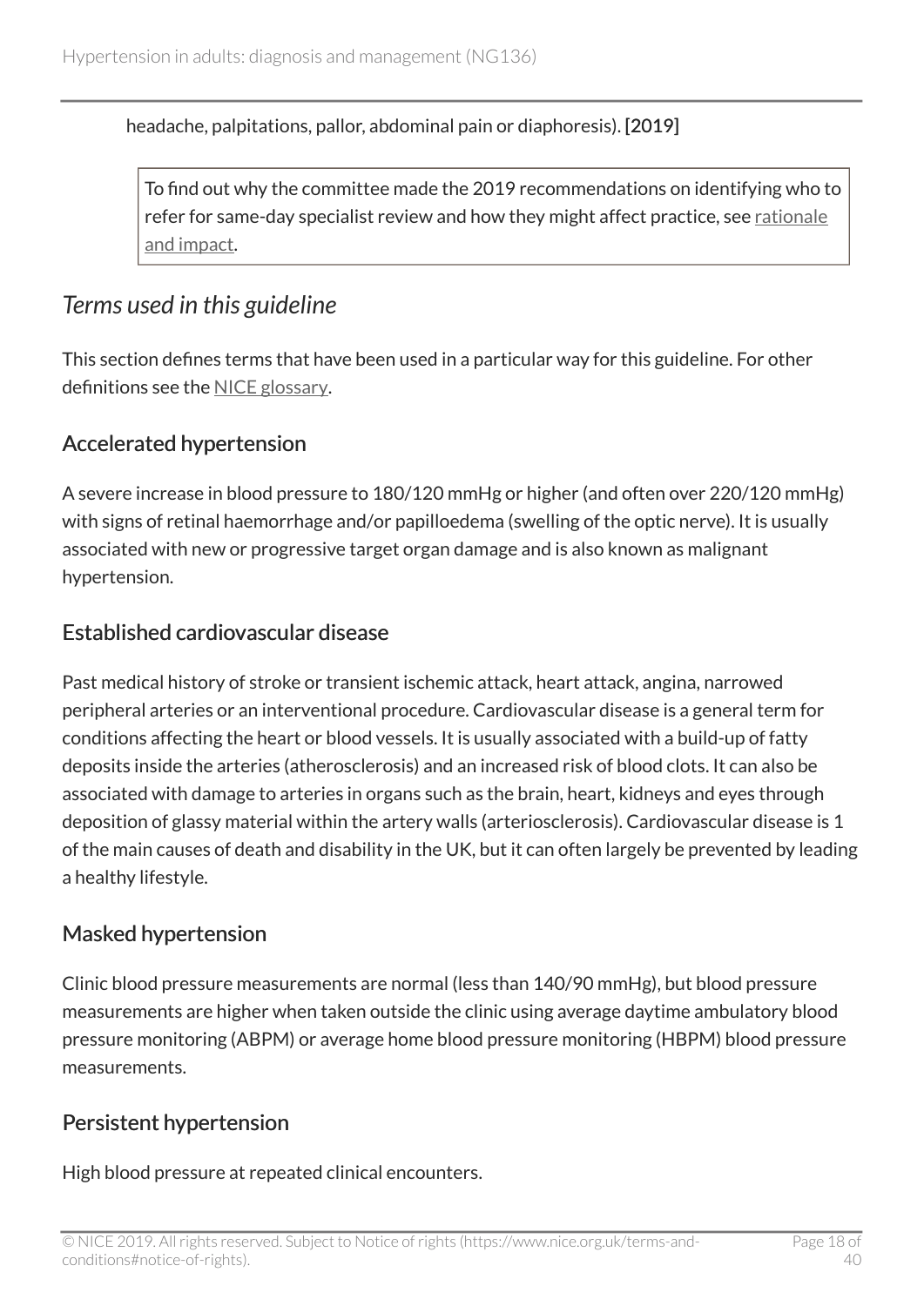headache, palpitations, pallor, abdominal pain or diaphoresis). **[2019]**

> To find out why the committee made the 2019 recommendations on identifying who to refer for same-day specialist review and how they might affect practice, see rationale and impact.

## *Terms used in this guideline*

This section defines terms that have been used in a particular way for this guideline. For other definitions see the NICE glossary.

### Accelerated hypertension

A severe increase in blood pressure to 180/120 mmHg or higher (and often over 220/120 mmHg) with signs of retinal haemorrhage and/or papilloedema (swelling of the optic nerve). It is usually associated with new or progressive target organ damage and is also known as malignant hypertension.

### Established cardiovascular disease

Past medical history of stroke or transient ischemic attack, heart attack, angina, narrowed peripheral arteries or an interventional procedure. Cardiovascular disease is a general term for conditions affecting the heart or blood vessels. It is usually associated with a build-up of fatty deposits inside the arteries (atherosclerosis) and an increased risk of blood clots. It can also be associated with damage to arteries in organs such as the brain, heart, kidneys and eyes through deposition of glassy material within the artery walls (arteriosclerosis). Cardiovascular disease is 1 of the main causes of death and disability in the UK, but it can often largely be prevented by leading a healthy lifestyle.

### Masked hypertension

Clinic blood pressure measurements are normal (less than 140/90 mmHg), but blood pressure measurements are higher when taken outside the clinic using average daytime ambulatory blood pressure monitoring (ABPM) or average home blood pressure monitoring (HBPM) blood pressure measurements.

### Persistent hypertension

High blood pressure at repeated clinical encounters.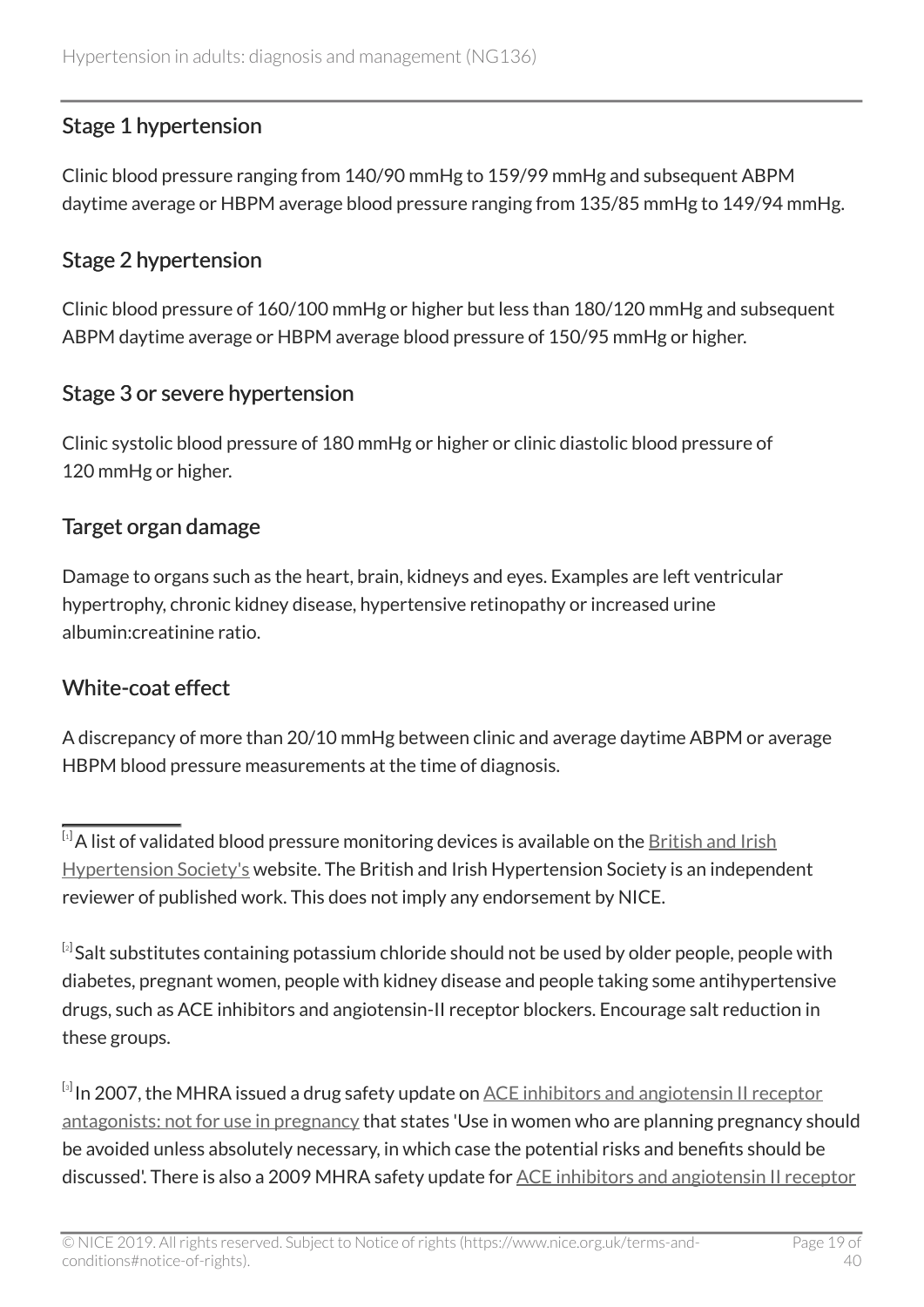### Stage 1 hypertension

Clinic blood pressure ranging from 140/90 mmHg to 159/99 mmHg and subsequent ABPM daytime average or HBPM average blood pressure ranging from 135/85 mmHg to 149/94 mmHg.

### Stage 2 hypertension

Clinic blood pressure of 160/100 mmHg or higher but less than 180/120 mmHg and subsequent ABPM daytime average or HBPM average blood pressure of 150/95 mmHg or higher.

### Stage 3 or severe hypertension

Clinic systolic blood pressure of 180 mmHg or higher or clinic diastolic blood pressure of 120 mmHg or higher.

### Target organ damage

Damage to organs such as the heart, brain, kidneys and eyes. Examples are left ventricular hypertrophy, chronic kidney disease, hypertensive retinopathy or increased urine albumin:creatinine ratio.

### White-coat effect

A discrepancy of more than 20/10 mmHg between clinic and average daytime ABPM or average HBPM blood pressure measurements at the time of diagnosis.

---

[1] A list of validated blood pressure monitoring devices is available on the British and Irish Hypertension Society's website. The British and Irish Hypertension Society is an independent reviewer of published work. This does not imply any endorsement by NICE.

[2] Salt substitutes containing potassium chloride should not be used by older people, people with diabetes, pregnant women, people with kidney disease and people taking some antihypertensive drugs, such as ACE inhibitors and angiotensin-II receptor blockers. Encourage salt reduction in these groups.

[3] In 2007, the MHRA issued a drug safety update on ACE inhibitors and angiotensin II receptor antagonists: not for use in pregnancy that states 'Use in women who are planning pregnancy should be avoided unless absolutely necessary, in which case the potential risks and benefits should be discussed'. There is also a 2009 MHRA safety update for ACE inhibitors and angiotensin II receptor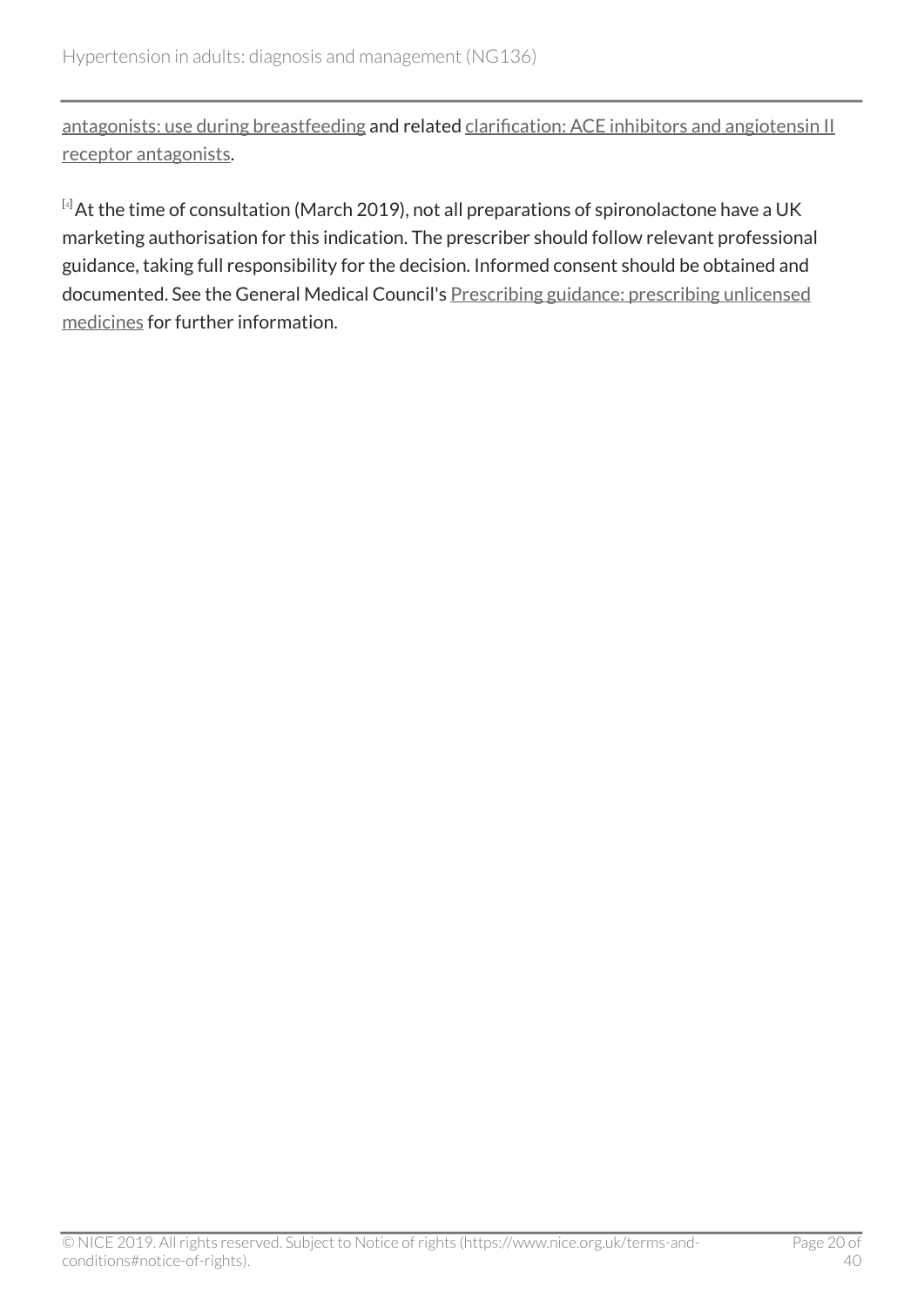antagonists: use during breastfeeding and related clarification: ACE inhibitors and angiotensin II receptor antagonists.

[4] At the time of consultation (March 2019), not all preparations of spironolactone have a UK marketing authorisation for this indication. The prescriber should follow relevant professional guidance, taking full responsibility for the decision. Informed consent should be obtained and documented. See the General Medical Council's Prescribing guidance: prescribing unlicensed medicines for further information.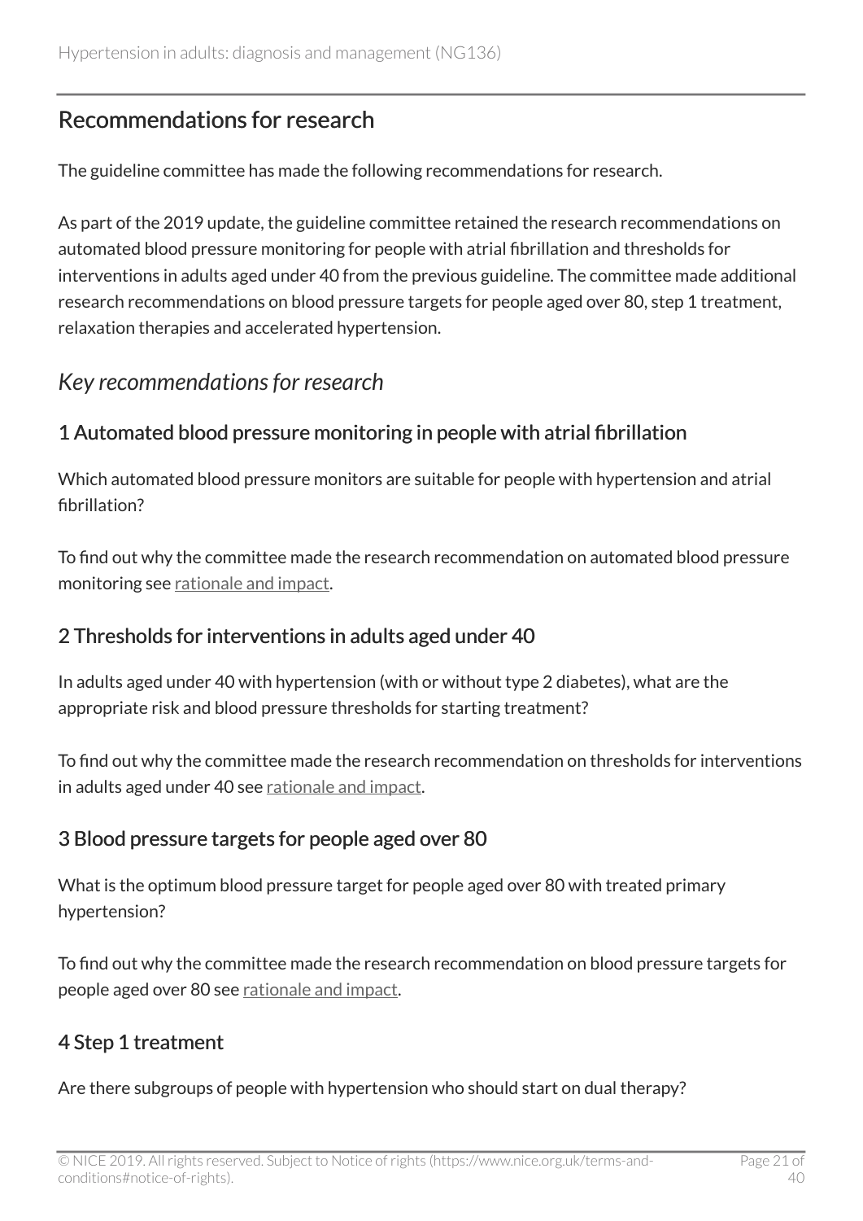## Recommendations for research

The guideline committee has made the following recommendations for research.

As part of the 2019 update, the guideline committee retained the research recommendations on automated blood pressure monitoring for people with atrial fibrillation and thresholds for interventions in adults aged under 40 from the previous guideline. The committee made additional research recommendations on blood pressure targets for people aged over 80, step 1 treatment, relaxation therapies and accelerated hypertension.

### *Key recommendations for research*

#### 1 Automated blood pressure monitoring in people with atrial fibrillation

Which automated blood pressure monitors are suitable for people with hypertension and atrial fibrillation?

To find out why the committee made the research recommendation on automated blood pressure monitoring see rationale and impact.

#### 2 Thresholds for interventions in adults aged under 40

In adults aged under 40 with hypertension (with or without type 2 diabetes), what are the appropriate risk and blood pressure thresholds for starting treatment?

To find out why the committee made the research recommendation on thresholds for interventions in adults aged under 40 see rationale and impact.

#### 3 Blood pressure targets for people aged over 80

What is the optimum blood pressure target for people aged over 80 with treated primary hypertension?

To find out why the committee made the research recommendation on blood pressure targets for people aged over 80 see rationale and impact.

#### 4 Step 1 treatment

Are there subgroups of people with hypertension who should start on dual therapy?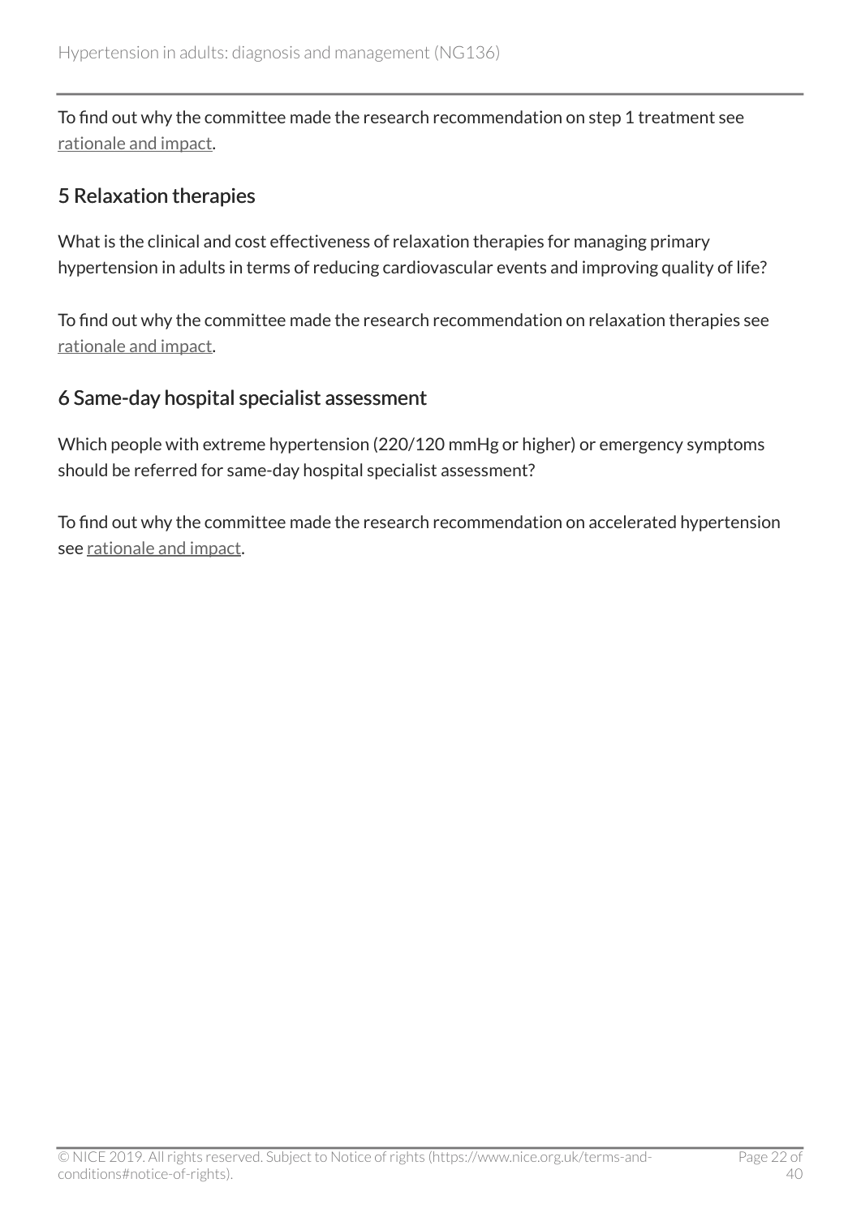To find out why the committee made the research recommendation on step 1 treatment see rationale and impact.

## 5 Relaxation therapies

What is the clinical and cost effectiveness of relaxation therapies for managing primary hypertension in adults in terms of reducing cardiovascular events and improving quality of life?

To find out why the committee made the research recommendation on relaxation therapies see rationale and impact.

## 6 Same-day hospital specialist assessment

Which people with extreme hypertension (220/120 mmHg or higher) or emergency symptoms should be referred for same-day hospital specialist assessment?

To find out why the committee made the research recommendation on accelerated hypertension see rationale and impact.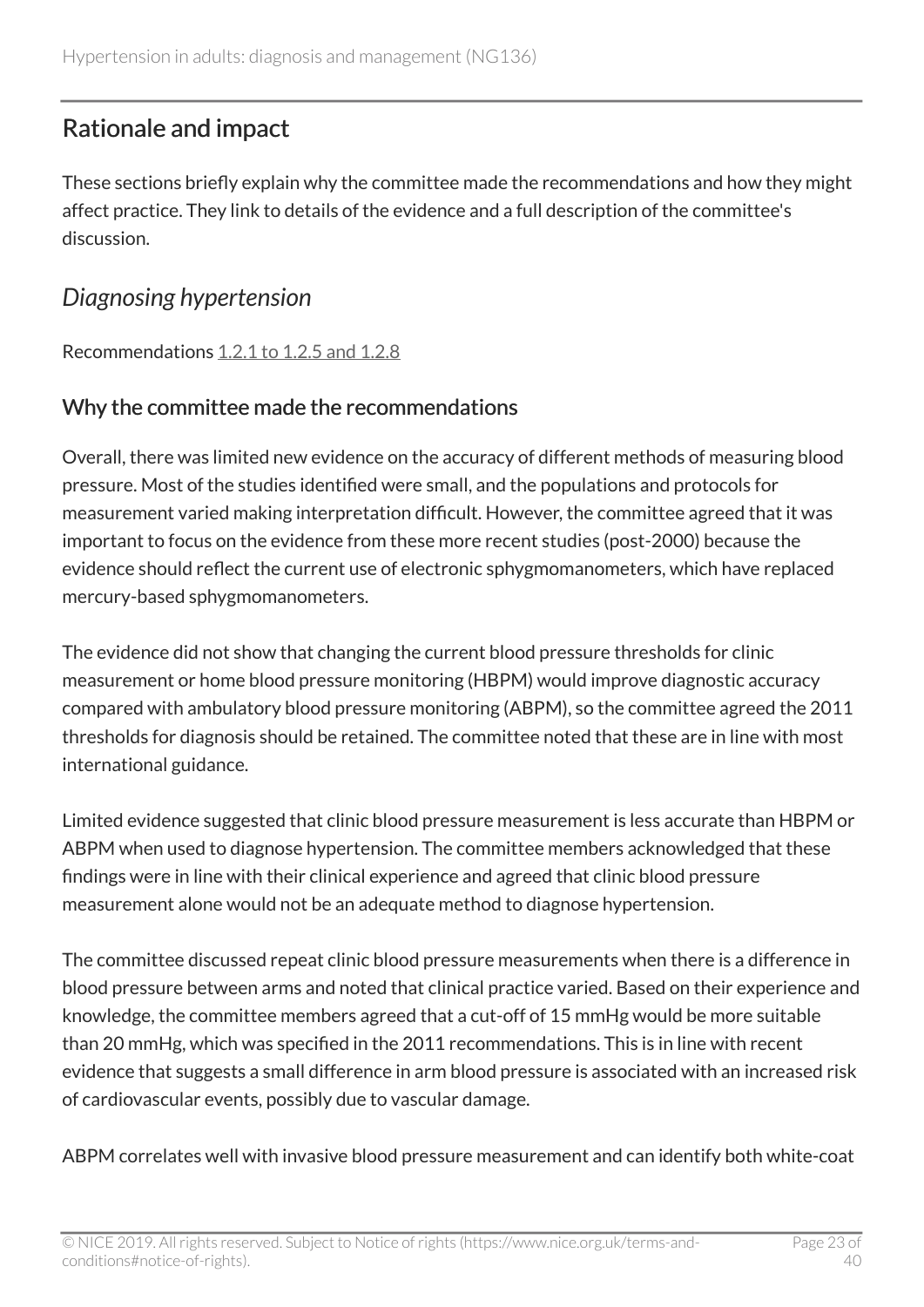## Rationale and impact

These sections briefly explain why the committee made the recommendations and how they might affect practice. They link to details of the evidence and a full description of the committee's discussion.

### *Diagnosing hypertension*

Recommendations 1.2.1 to 1.2.5 and 1.2.8

#### Why the committee made the recommendations

Overall, there was limited new evidence on the accuracy of different methods of measuring blood pressure. Most of the studies identified were small, and the populations and protocols for measurement varied making interpretation difficult. However, the committee agreed that it was important to focus on the evidence from these more recent studies (post-2000) because the evidence should reflect the current use of electronic sphygmomanometers, which have replaced mercury-based sphygmomanometers.

The evidence did not show that changing the current blood pressure thresholds for clinic measurement or home blood pressure monitoring (HBPM) would improve diagnostic accuracy compared with ambulatory blood pressure monitoring (ABPM), so the committee agreed the 2011 thresholds for diagnosis should be retained. The committee noted that these are in line with most international guidance.

Limited evidence suggested that clinic blood pressure measurement is less accurate than HBPM or ABPM when used to diagnose hypertension. The committee members acknowledged that these findings were in line with their clinical experience and agreed that clinic blood pressure measurement alone would not be an adequate method to diagnose hypertension.

The committee discussed repeat clinic blood pressure measurements when there is a difference in blood pressure between arms and noted that clinical practice varied. Based on their experience and knowledge, the committee members agreed that a cut-off of 15 mmHg would be more suitable than 20 mmHg, which was specified in the 2011 recommendations. This is in line with recent evidence that suggests a small difference in arm blood pressure is associated with an increased risk of cardiovascular events, possibly due to vascular damage.

ABPM correlates well with invasive blood pressure measurement and can identify both white-coat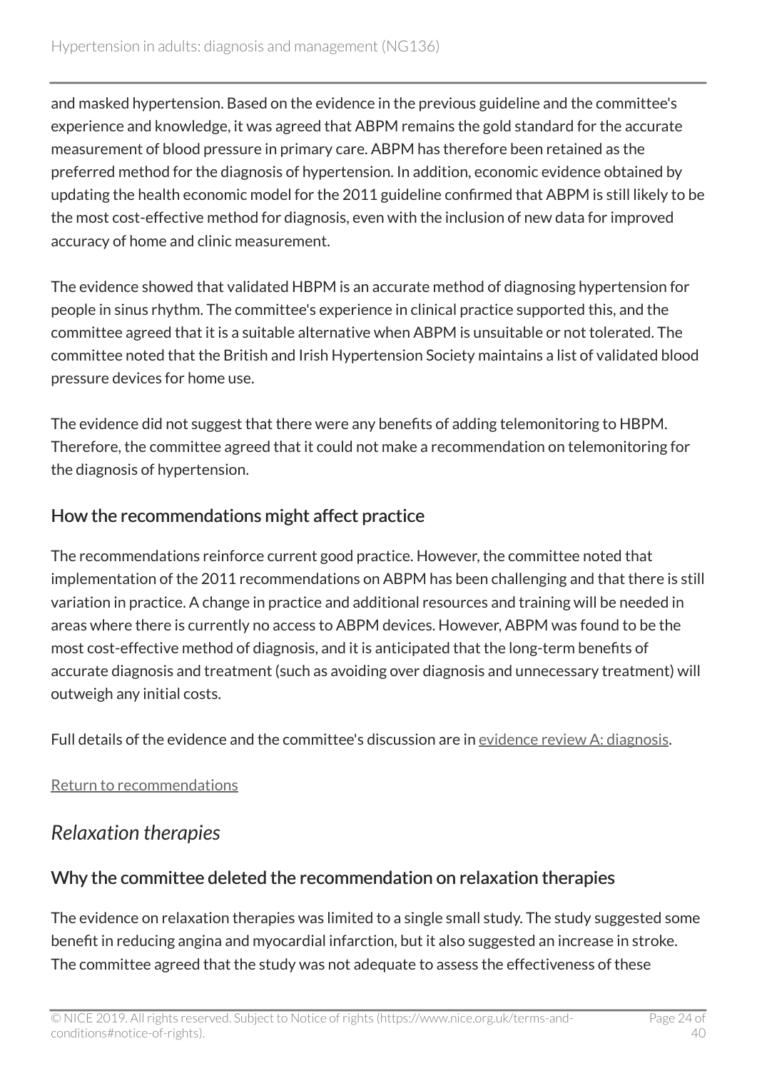and masked hypertension. Based on the evidence in the previous guideline and the committee's experience and knowledge, it was agreed that ABPM remains the gold standard for the accurate measurement of blood pressure in primary care. ABPM has therefore been retained as the preferred method for the diagnosis of hypertension. In addition, economic evidence obtained by updating the health economic model for the 2011 guideline confirmed that ABPM is still likely to be the most cost-effective method for diagnosis, even with the inclusion of new data for improved accuracy of home and clinic measurement.

The evidence showed that validated HBPM is an accurate method of diagnosing hypertension for people in sinus rhythm. The committee's experience in clinical practice supported this, and the committee agreed that it is a suitable alternative when ABPM is unsuitable or not tolerated. The committee noted that the British and Irish Hypertension Society maintains a list of validated blood pressure devices for home use.

The evidence did not suggest that there were any benefits of adding telemonitoring to HBPM. Therefore, the committee agreed that it could not make a recommendation on telemonitoring for the diagnosis of hypertension.

### How the recommendations might affect practice

The recommendations reinforce current good practice. However, the committee noted that implementation of the 2011 recommendations on ABPM has been challenging and that there is still variation in practice. A change in practice and additional resources and training will be needed in areas where there is currently no access to ABPM devices. However, ABPM was found to be the most cost-effective method of diagnosis, and it is anticipated that the long-term benefits of accurate diagnosis and treatment (such as avoiding over diagnosis and unnecessary treatment) will outweigh any initial costs.

Full details of the evidence and the committee's discussion are in evidence review A: diagnosis.

Return to recommendations

## *Relaxation therapies*

### Why the committee deleted the recommendation on relaxation therapies

The evidence on relaxation therapies was limited to a single small study. The study suggested some benefit in reducing angina and myocardial infarction, but it also suggested an increase in stroke. The committee agreed that the study was not adequate to assess the effectiveness of these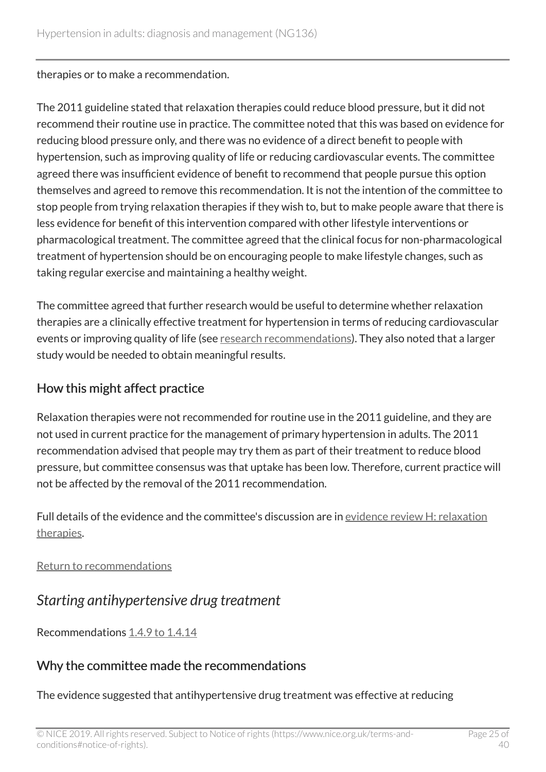therapies or to make a recommendation.

The 2011 guideline stated that relaxation therapies could reduce blood pressure, but it did not recommend their routine use in practice. The committee noted that this was based on evidence for reducing blood pressure only, and there was no evidence of a direct benefit to people with hypertension, such as improving quality of life or reducing cardiovascular events. The committee agreed there was insufficient evidence of benefit to recommend that people pursue this option themselves and agreed to remove this recommendation. It is not the intention of the committee to stop people from trying relaxation therapies if they wish to, but to make people aware that there is less evidence for benefit of this intervention compared with other lifestyle interventions or pharmacological treatment. The committee agreed that the clinical focus for non-pharmacological treatment of hypertension should be on encouraging people to make lifestyle changes, such as taking regular exercise and maintaining a healthy weight.

The committee agreed that further research would be useful to determine whether relaxation therapies are a clinically effective treatment for hypertension in terms of reducing cardiovascular events or improving quality of life (see research recommendations). They also noted that a larger study would be needed to obtain meaningful results.

### How this might affect practice

Relaxation therapies were not recommended for routine use in the 2011 guideline, and they are not used in current practice for the management of primary hypertension in adults. The 2011 recommendation advised that people may try them as part of their treatment to reduce blood pressure, but committee consensus was that uptake has been low. Therefore, current practice will not be affected by the removal of the 2011 recommendation.

Full details of the evidence and the committee's discussion are in evidence review H: relaxation therapies.

Return to recommendations

## *Starting antihypertensive drug treatment*

Recommendations 1.4.9 to 1.4.14

### Why the committee made the recommendations

The evidence suggested that antihypertensive drug treatment was effective at reducing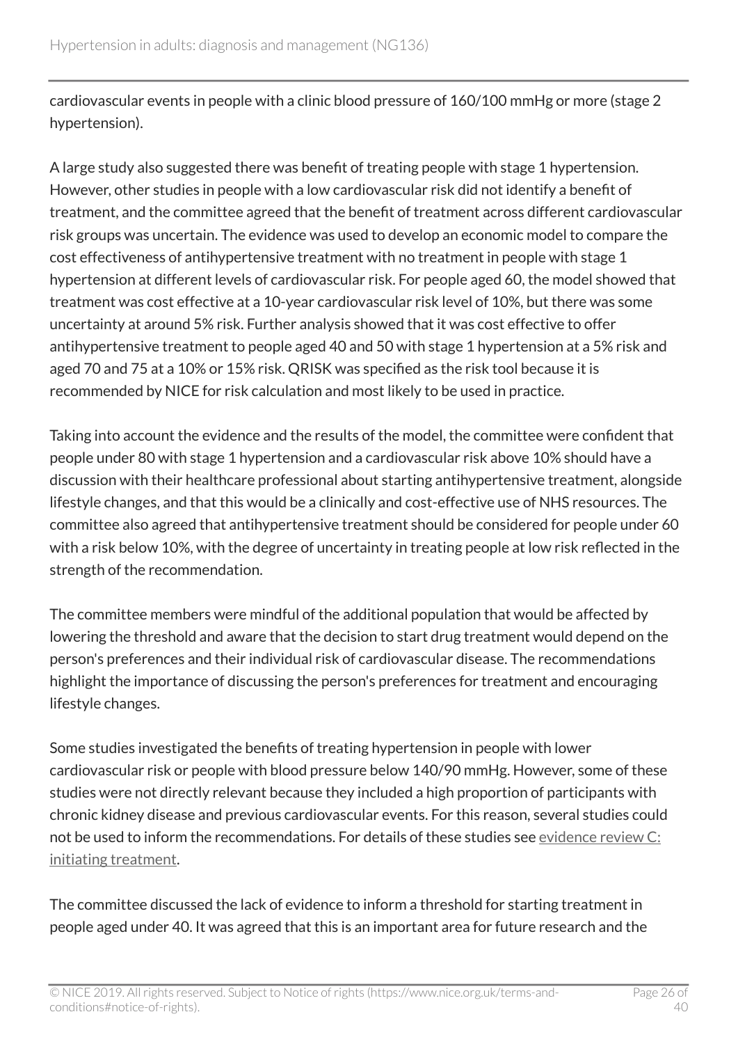cardiovascular events in people with a clinic blood pressure of 160/100 mmHg or more (stage 2 hypertension).

A large study also suggested there was benefit of treating people with stage 1 hypertension. However, other studies in people with a low cardiovascular risk did not identify a benefit of treatment, and the committee agreed that the benefit of treatment across different cardiovascular risk groups was uncertain. The evidence was used to develop an economic model to compare the cost effectiveness of antihypertensive treatment with no treatment in people with stage 1 hypertension at different levels of cardiovascular risk. For people aged 60, the model showed that treatment was cost effective at a 10-year cardiovascular risk level of 10%, but there was some uncertainty at around 5% risk. Further analysis showed that it was cost effective to offer antihypertensive treatment to people aged 40 and 50 with stage 1 hypertension at a 5% risk and aged 70 and 75 at a 10% or 15% risk. QRISK was specified as the risk tool because it is recommended by NICE for risk calculation and most likely to be used in practice.

Taking into account the evidence and the results of the model, the committee were confident that people under 80 with stage 1 hypertension and a cardiovascular risk above 10% should have a discussion with their healthcare professional about starting antihypertensive treatment, alongside lifestyle changes, and that this would be a clinically and cost-effective use of NHS resources. The committee also agreed that antihypertensive treatment should be considered for people under 60 with a risk below 10%, with the degree of uncertainty in treating people at low risk reflected in the strength of the recommendation.

The committee members were mindful of the additional population that would be affected by lowering the threshold and aware that the decision to start drug treatment would depend on the person's preferences and their individual risk of cardiovascular disease. The recommendations highlight the importance of discussing the person's preferences for treatment and encouraging lifestyle changes.

Some studies investigated the benefits of treating hypertension in people with lower cardiovascular risk or people with blood pressure below 140/90 mmHg. However, some of these studies were not directly relevant because they included a high proportion of participants with chronic kidney disease and previous cardiovascular events. For this reason, several studies could not be used to inform the recommendations. For details of these studies see evidence review C: initiating treatment.

The committee discussed the lack of evidence to inform a threshold for starting treatment in people aged under 40. It was agreed that this is an important area for future research and the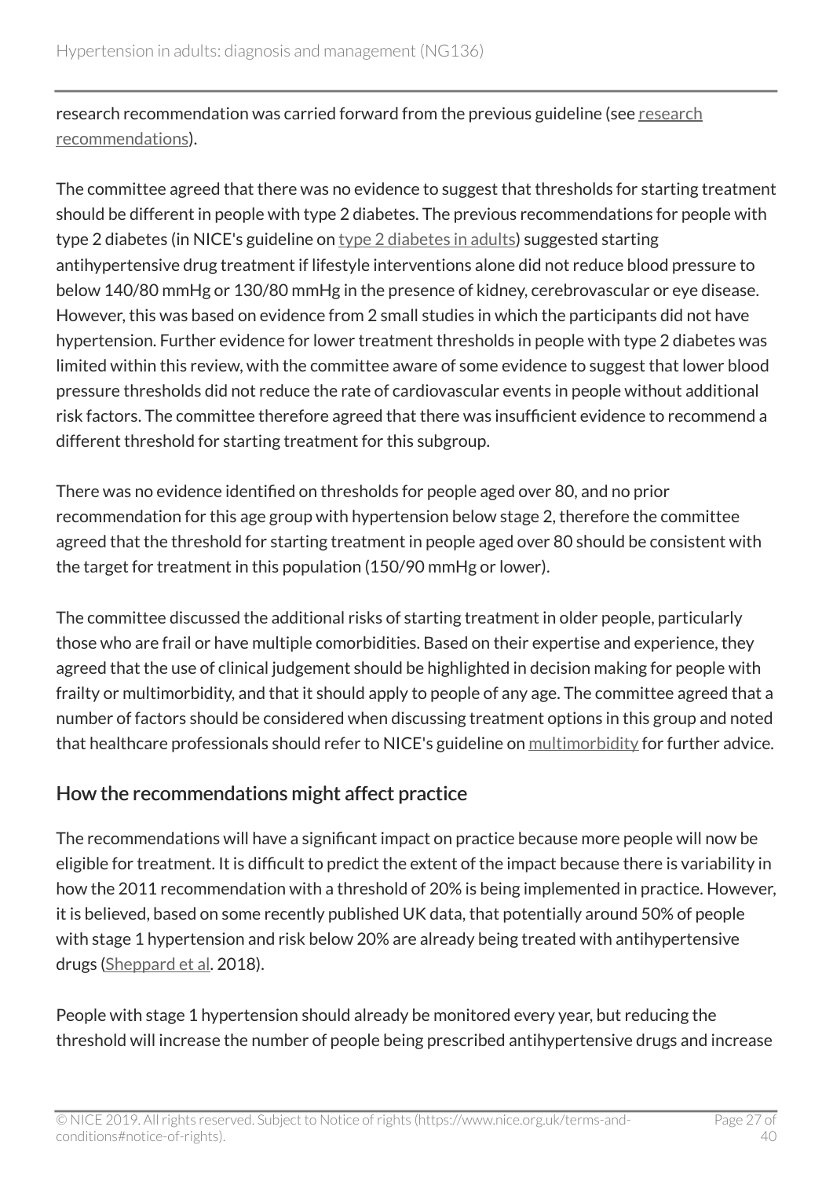research recommendation was carried forward from the previous guideline (see research recommendations).

The committee agreed that there was no evidence to suggest that thresholds for starting treatment should be different in people with type 2 diabetes. The previous recommendations for people with type 2 diabetes (in NICE's guideline on type 2 diabetes in adults) suggested starting antihypertensive drug treatment if lifestyle interventions alone did not reduce blood pressure to below 140/80 mmHg or 130/80 mmHg in the presence of kidney, cerebrovascular or eye disease. However, this was based on evidence from 2 small studies in which the participants did not have hypertension. Further evidence for lower treatment thresholds in people with type 2 diabetes was limited within this review, with the committee aware of some evidence to suggest that lower blood pressure thresholds did not reduce the rate of cardiovascular events in people without additional risk factors. The committee therefore agreed that there was insufficient evidence to recommend a different threshold for starting treatment for this subgroup.

There was no evidence identified on thresholds for people aged over 80, and no prior recommendation for this age group with hypertension below stage 2, therefore the committee agreed that the threshold for starting treatment in people aged over 80 should be consistent with the target for treatment in this population (150/90 mmHg or lower).

The committee discussed the additional risks of starting treatment in older people, particularly those who are frail or have multiple comorbidities. Based on their expertise and experience, they agreed that the use of clinical judgement should be highlighted in decision making for people with frailty or multimorbidity, and that it should apply to people of any age. The committee agreed that a number of factors should be considered when discussing treatment options in this group and noted that healthcare professionals should refer to NICE's guideline on multimorbidity for further advice.

## How the recommendations might affect practice

The recommendations will have a significant impact on practice because more people will now be eligible for treatment. It is difficult to predict the extent of the impact because there is variability in how the 2011 recommendation with a threshold of 20% is being implemented in practice. However, it is believed, based on some recently published UK data, that potentially around 50% of people with stage 1 hypertension and risk below 20% are already being treated with antihypertensive drugs (Sheppard et al. 2018).

People with stage 1 hypertension should already be monitored every year, but reducing the threshold will increase the number of people being prescribed antihypertensive drugs and increase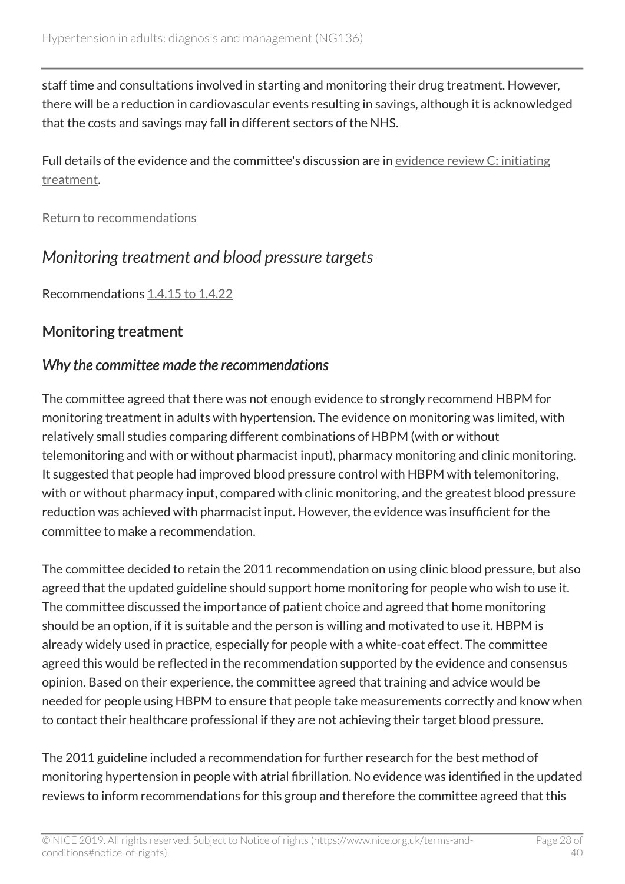staff time and consultations involved in starting and monitoring their drug treatment. However, there will be a reduction in cardiovascular events resulting in savings, although it is acknowledged that the costs and savings may fall in different sectors of the NHS.

Full details of the evidence and the committee's discussion are in evidence review C: initiating treatment.

Return to recommendations

## *Monitoring treatment and blood pressure targets*

Recommendations 1.4.15 to 1.4.22

### Monitoring treatment

#### *Why the committee made the recommendations*

The committee agreed that there was not enough evidence to strongly recommend HBPM for monitoring treatment in adults with hypertension. The evidence on monitoring was limited, with relatively small studies comparing different combinations of HBPM (with or without telemonitoring and with or without pharmacist input), pharmacy monitoring and clinic monitoring. It suggested that people had improved blood pressure control with HBPM with telemonitoring, with or without pharmacy input, compared with clinic monitoring, and the greatest blood pressure reduction was achieved with pharmacist input. However, the evidence was insufficient for the committee to make a recommendation.

The committee decided to retain the 2011 recommendation on using clinic blood pressure, but also agreed that the updated guideline should support home monitoring for people who wish to use it. The committee discussed the importance of patient choice and agreed that home monitoring should be an option, if it is suitable and the person is willing and motivated to use it. HBPM is already widely used in practice, especially for people with a white-coat effect. The committee agreed this would be reflected in the recommendation supported by the evidence and consensus opinion. Based on their experience, the committee agreed that training and advice would be needed for people using HBPM to ensure that people take measurements correctly and know when to contact their healthcare professional if they are not achieving their target blood pressure.

The 2011 guideline included a recommendation for further research for the best method of monitoring hypertension in people with atrial fibrillation. No evidence was identified in the updated reviews to inform recommendations for this group and therefore the committee agreed that this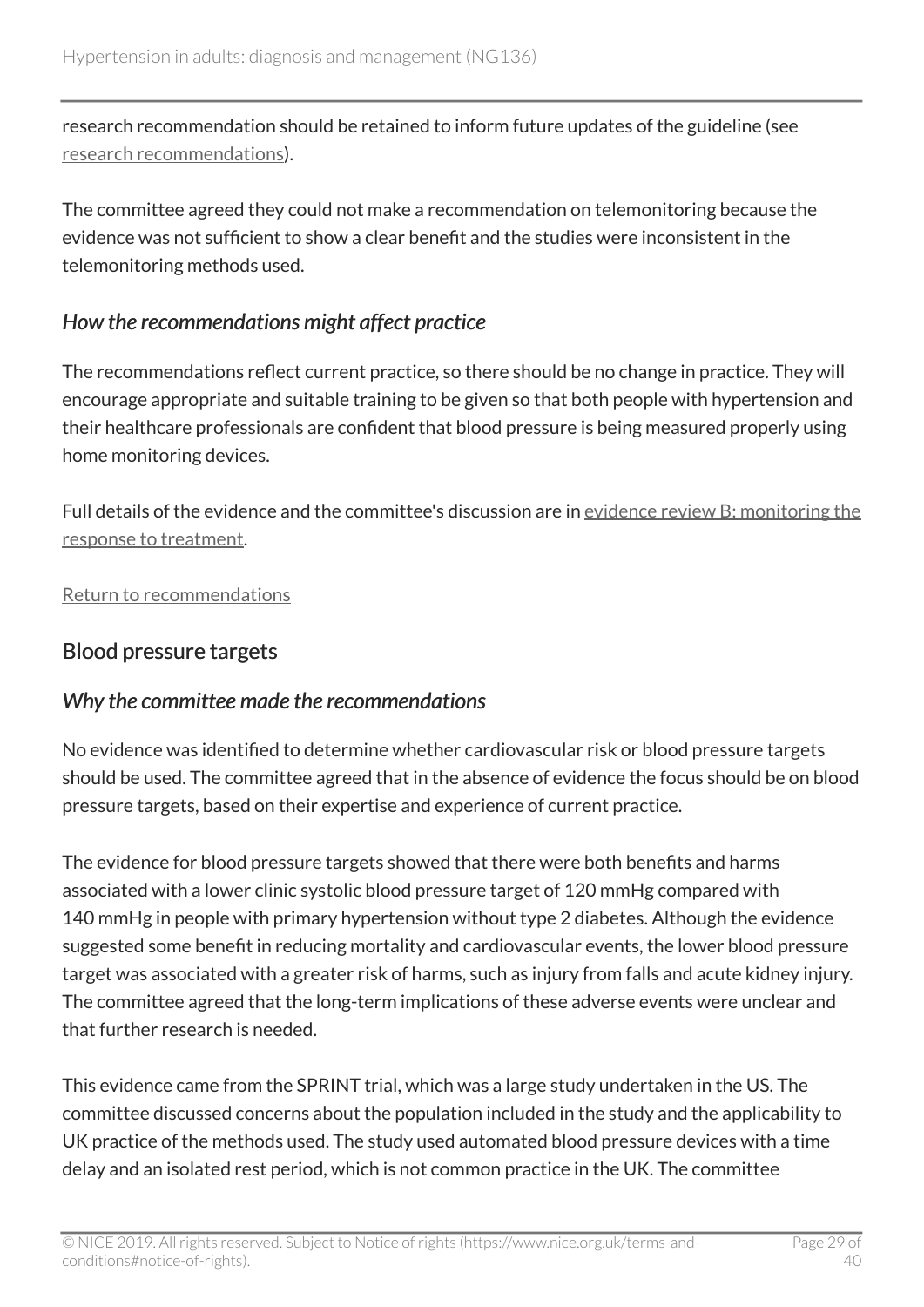research recommendation should be retained to inform future updates of the guideline (see research recommendations).

The committee agreed they could not make a recommendation on telemonitoring because the evidence was not sufficient to show a clear benefit and the studies were inconsistent in the telemonitoring methods used.

### *How the recommendations might affect practice*

The recommendations reflect current practice, so there should be no change in practice. They will encourage appropriate and suitable training to be given so that both people with hypertension and their healthcare professionals are confident that blood pressure is being measured properly using home monitoring devices.

Full details of the evidence and the committee's discussion are in evidence review B: monitoring the response to treatment.

Return to recommendations

## Blood pressure targets

### *Why the committee made the recommendations*

No evidence was identified to determine whether cardiovascular risk or blood pressure targets should be used. The committee agreed that in the absence of evidence the focus should be on blood pressure targets, based on their expertise and experience of current practice.

The evidence for blood pressure targets showed that there were both benefits and harms associated with a lower clinic systolic blood pressure target of 120 mmHg compared with 140 mmHg in people with primary hypertension without type 2 diabetes. Although the evidence suggested some benefit in reducing mortality and cardiovascular events, the lower blood pressure target was associated with a greater risk of harms, such as injury from falls and acute kidney injury. The committee agreed that the long-term implications of these adverse events were unclear and that further research is needed.

This evidence came from the SPRINT trial, which was a large study undertaken in the US. The committee discussed concerns about the population included in the study and the applicability to UK practice of the methods used. The study used automated blood pressure devices with a time delay and an isolated rest period, which is not common practice in the UK. The committee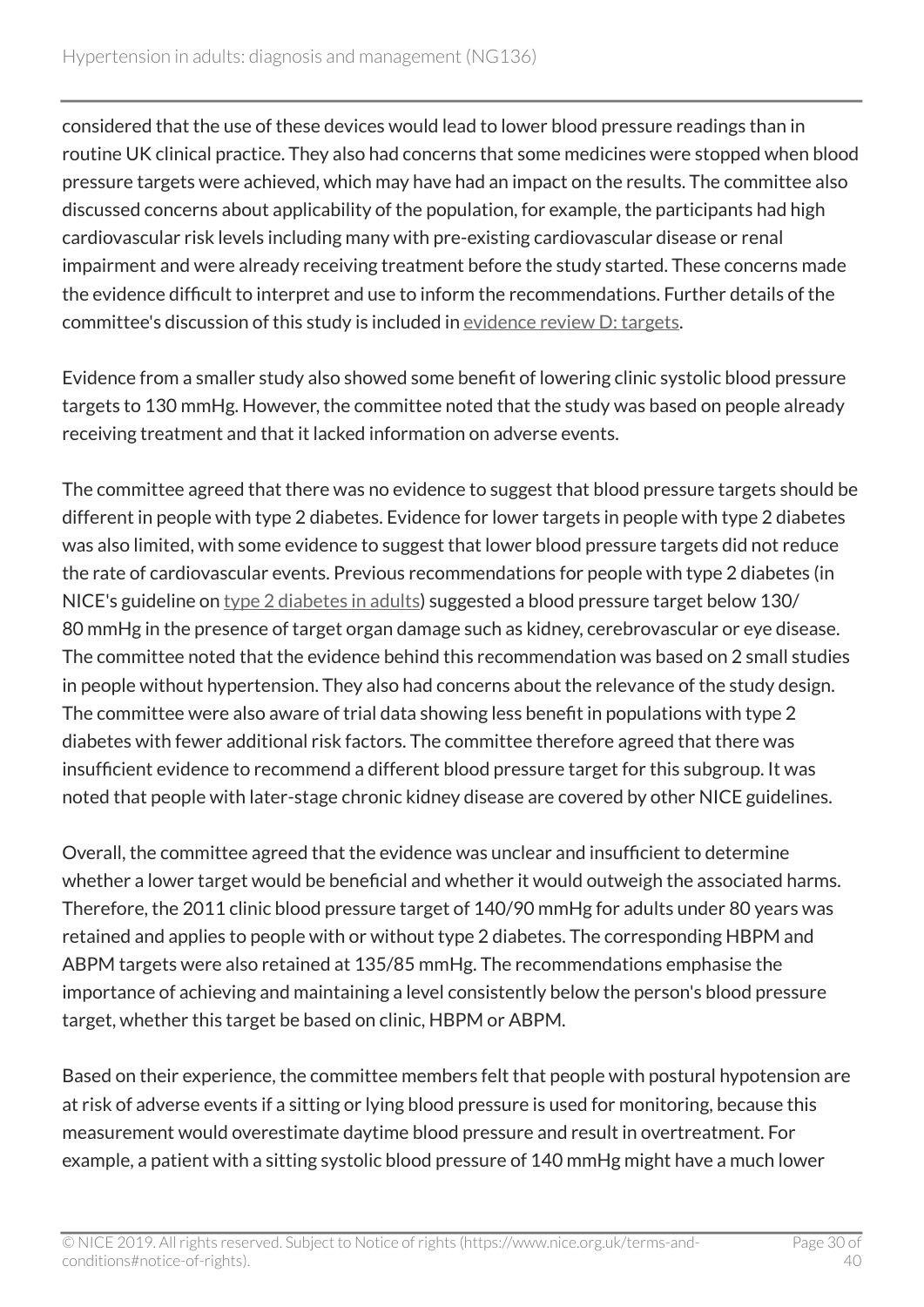considered that the use of these devices would lead to lower blood pressure readings than in routine UK clinical practice. They also had concerns that some medicines were stopped when blood pressure targets were achieved, which may have had an impact on the results. The committee also discussed concerns about applicability of the population, for example, the participants had high cardiovascular risk levels including many with pre-existing cardiovascular disease or renal impairment and were already receiving treatment before the study started. These concerns made the evidence difficult to interpret and use to inform the recommendations. Further details of the committee's discussion of this study is included in evidence review D: targets.

Evidence from a smaller study also showed some benefit of lowering clinic systolic blood pressure targets to 130 mmHg. However, the committee noted that the study was based on people already receiving treatment and that it lacked information on adverse events.

The committee agreed that there was no evidence to suggest that blood pressure targets should be different in people with type 2 diabetes. Evidence for lower targets in people with type 2 diabetes was also limited, with some evidence to suggest that lower blood pressure targets did not reduce the rate of cardiovascular events. Previous recommendations for people with type 2 diabetes (in NICE's guideline on type 2 diabetes in adults) suggested a blood pressure target below 130/80 mmHg in the presence of target organ damage such as kidney, cerebrovascular or eye disease. The committee noted that the evidence behind this recommendation was based on 2 small studies in people without hypertension. They also had concerns about the relevance of the study design. The committee were also aware of trial data showing less benefit in populations with type 2 diabetes with fewer additional risk factors. The committee therefore agreed that there was insufficient evidence to recommend a different blood pressure target for this subgroup. It was noted that people with later-stage chronic kidney disease are covered by other NICE guidelines.

Overall, the committee agreed that the evidence was unclear and insufficient to determine whether a lower target would be beneficial and whether it would outweigh the associated harms. Therefore, the 2011 clinic blood pressure target of 140/90 mmHg for adults under 80 years was retained and applies to people with or without type 2 diabetes. The corresponding HBPM and ABPM targets were also retained at 135/85 mmHg. The recommendations emphasise the importance of achieving and maintaining a level consistently below the person's blood pressure target, whether this target be based on clinic, HBPM or ABPM.

Based on their experience, the committee members felt that people with postural hypotension are at risk of adverse events if a sitting or lying blood pressure is used for monitoring, because this measurement would overestimate daytime blood pressure and result in overtreatment. For example, a patient with a sitting systolic blood pressure of 140 mmHg might have a much lower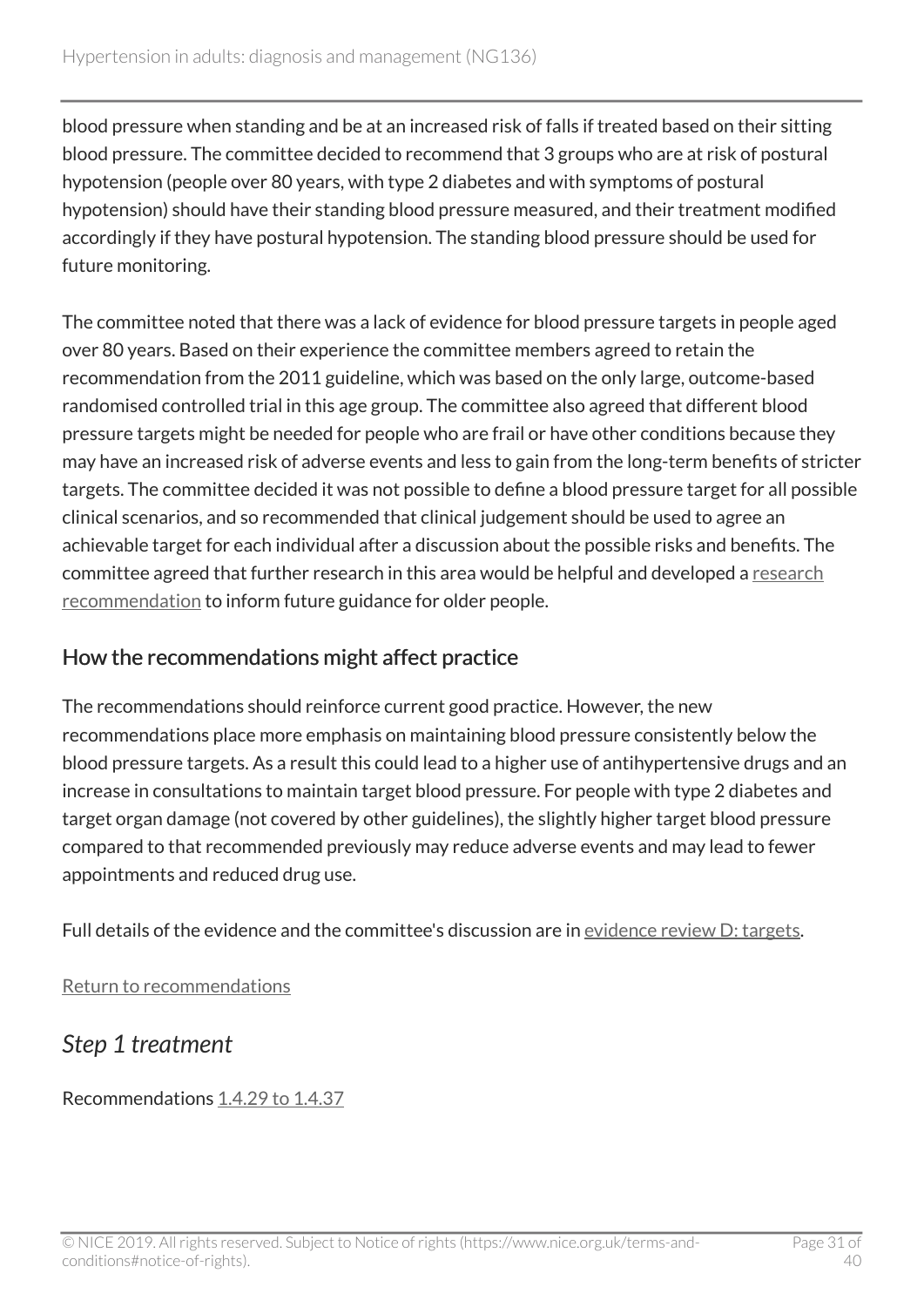blood pressure when standing and be at an increased risk of falls if treated based on their sitting blood pressure. The committee decided to recommend that 3 groups who are at risk of postural hypotension (people over 80 years, with type 2 diabetes and with symptoms of postural hypotension) should have their standing blood pressure measured, and their treatment modified accordingly if they have postural hypotension. The standing blood pressure should be used for future monitoring.

The committee noted that there was a lack of evidence for blood pressure targets in people aged over 80 years. Based on their experience the committee members agreed to retain the recommendation from the 2011 guideline, which was based on the only large, outcome-based randomised controlled trial in this age group. The committee also agreed that different blood pressure targets might be needed for people who are frail or have other conditions because they may have an increased risk of adverse events and less to gain from the long-term benefits of stricter targets. The committee decided it was not possible to define a blood pressure target for all possible clinical scenarios, and so recommended that clinical judgement should be used to agree an achievable target for each individual after a discussion about the possible risks and benefits. The committee agreed that further research in this area would be helpful and developed a research recommendation to inform future guidance for older people.

### How the recommendations might affect practice

The recommendations should reinforce current good practice. However, the new recommendations place more emphasis on maintaining blood pressure consistently below the blood pressure targets. As a result this could lead to a higher use of antihypertensive drugs and an increase in consultations to maintain target blood pressure. For people with type 2 diabetes and target organ damage (not covered by other guidelines), the slightly higher target blood pressure compared to that recommended previously may reduce adverse events and may lead to fewer appointments and reduced drug use.

Full details of the evidence and the committee's discussion are in evidence review D: targets.

Return to recommendations

## *Step 1 treatment*

Recommendations 1.4.29 to 1.4.37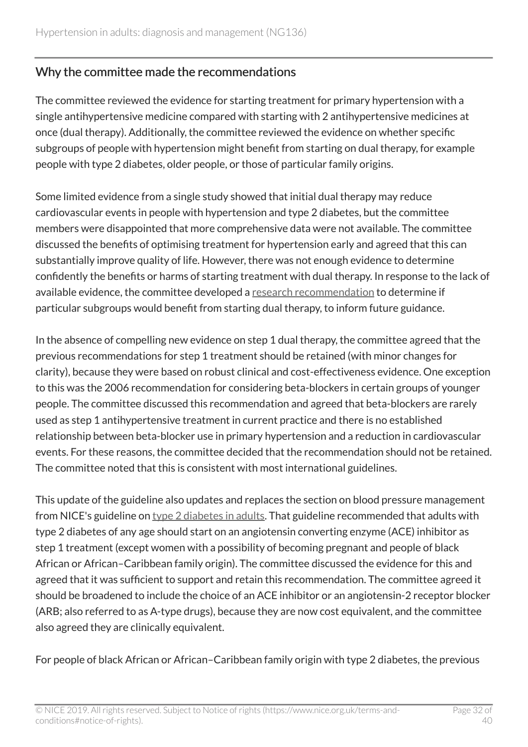## Why the committee made the recommendations

The committee reviewed the evidence for starting treatment for primary hypertension with a single antihypertensive medicine compared with starting with 2 antihypertensive medicines at once (dual therapy). Additionally, the committee reviewed the evidence on whether specific subgroups of people with hypertension might benefit from starting on dual therapy, for example people with type 2 diabetes, older people, or those of particular family origins.

Some limited evidence from a single study showed that initial dual therapy may reduce cardiovascular events in people with hypertension and type 2 diabetes, but the committee members were disappointed that more comprehensive data were not available. The committee discussed the benefits of optimising treatment for hypertension early and agreed that this can substantially improve quality of life. However, there was not enough evidence to determine confidently the benefits or harms of starting treatment with dual therapy. In response to the lack of available evidence, the committee developed a research recommendation to determine if particular subgroups would benefit from starting dual therapy, to inform future guidance.

In the absence of compelling new evidence on step 1 dual therapy, the committee agreed that the previous recommendations for step 1 treatment should be retained (with minor changes for clarity), because they were based on robust clinical and cost-effectiveness evidence. One exception to this was the 2006 recommendation for considering beta-blockers in certain groups of younger people. The committee discussed this recommendation and agreed that beta-blockers are rarely used as step 1 antihypertensive treatment in current practice and there is no established relationship between beta-blocker use in primary hypertension and a reduction in cardiovascular events. For these reasons, the committee decided that the recommendation should not be retained. The committee noted that this is consistent with most international guidelines.

This update of the guideline also updates and replaces the section on blood pressure management from NICE's guideline on type 2 diabetes in adults. That guideline recommended that adults with type 2 diabetes of any age should start on an angiotensin converting enzyme (ACE) inhibitor as step 1 treatment (except women with a possibility of becoming pregnant and people of black African or African–Caribbean family origin). The committee discussed the evidence for this and agreed that it was sufficient to support and retain this recommendation. The committee agreed it should be broadened to include the choice of an ACE inhibitor or an angiotensin-2 receptor blocker (ARB; also referred to as A-type drugs), because they are now cost equivalent, and the committee also agreed they are clinically equivalent.

For people of black African or African–Caribbean family origin with type 2 diabetes, the previous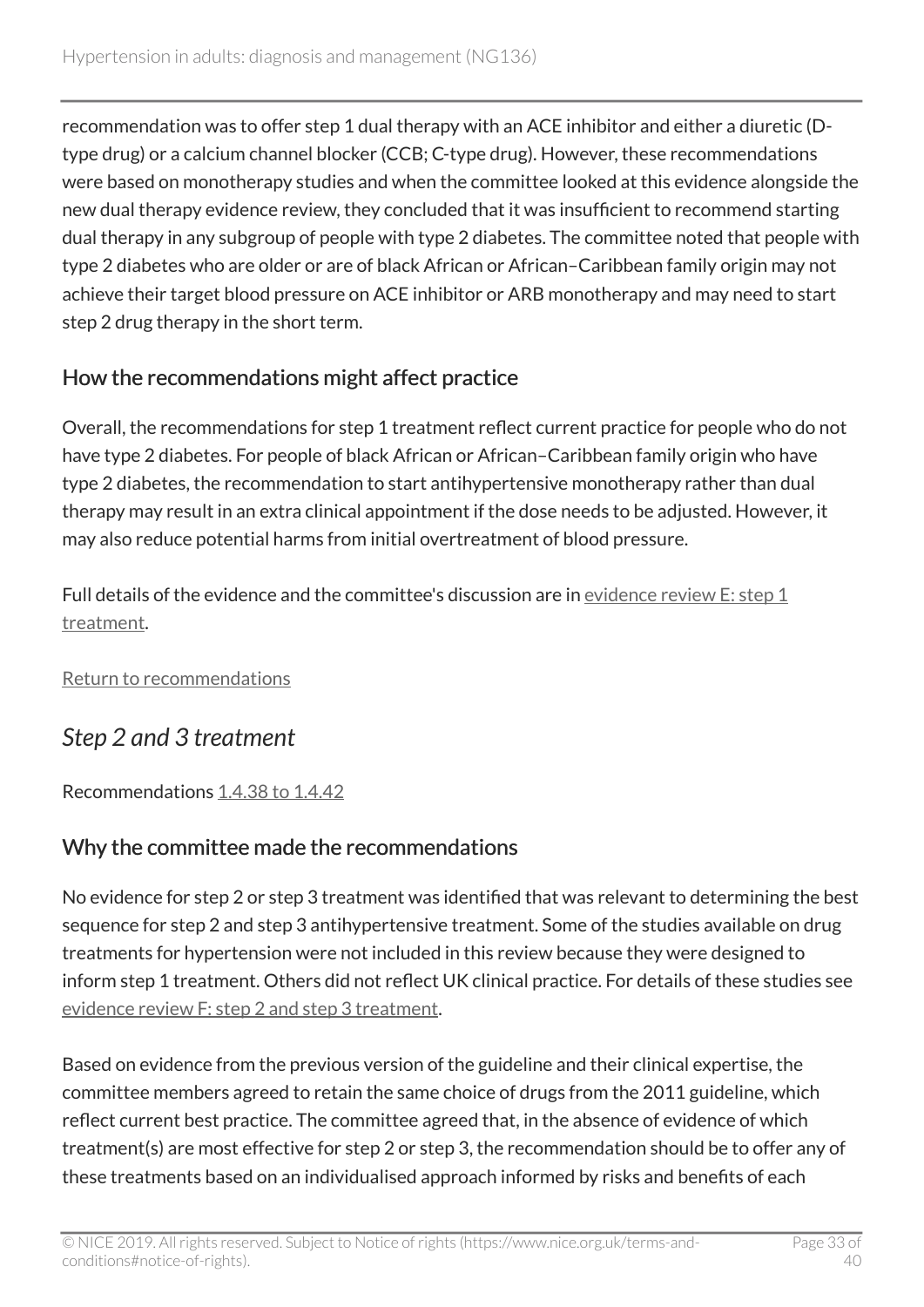recommendation was to offer step 1 dual therapy with an ACE inhibitor and either a diuretic (D-type drug) or a calcium channel blocker (CCB; C-type drug). However, these recommendations were based on monotherapy studies and when the committee looked at this evidence alongside the new dual therapy evidence review, they concluded that it was insufficient to recommend starting dual therapy in any subgroup of people with type 2 diabetes. The committee noted that people with type 2 diabetes who are older or are of black African or African–Caribbean family origin may not achieve their target blood pressure on ACE inhibitor or ARB monotherapy and may need to start step 2 drug therapy in the short term.

### How the recommendations might affect practice

Overall, the recommendations for step 1 treatment reflect current practice for people who do not have type 2 diabetes. For people of black African or African–Caribbean family origin who have type 2 diabetes, the recommendation to start antihypertensive monotherapy rather than dual therapy may result in an extra clinical appointment if the dose needs to be adjusted. However, it may also reduce potential harms from initial overtreatment of blood pressure.

Full details of the evidence and the committee's discussion are in evidence review E: step 1 treatment.

Return to recommendations

## *Step 2 and 3 treatment*

Recommendations 1.4.38 to 1.4.42

### Why the committee made the recommendations

No evidence for step 2 or step 3 treatment was identified that was relevant to determining the best sequence for step 2 and step 3 antihypertensive treatment. Some of the studies available on drug treatments for hypertension were not included in this review because they were designed to inform step 1 treatment. Others did not reflect UK clinical practice. For details of these studies see evidence review F: step 2 and step 3 treatment.

Based on evidence from the previous version of the guideline and their clinical expertise, the committee members agreed to retain the same choice of drugs from the 2011 guideline, which reflect current best practice. The committee agreed that, in the absence of evidence of which treatment(s) are most effective for step 2 or step 3, the recommendation should be to offer any of these treatments based on an individualised approach informed by risks and benefits of each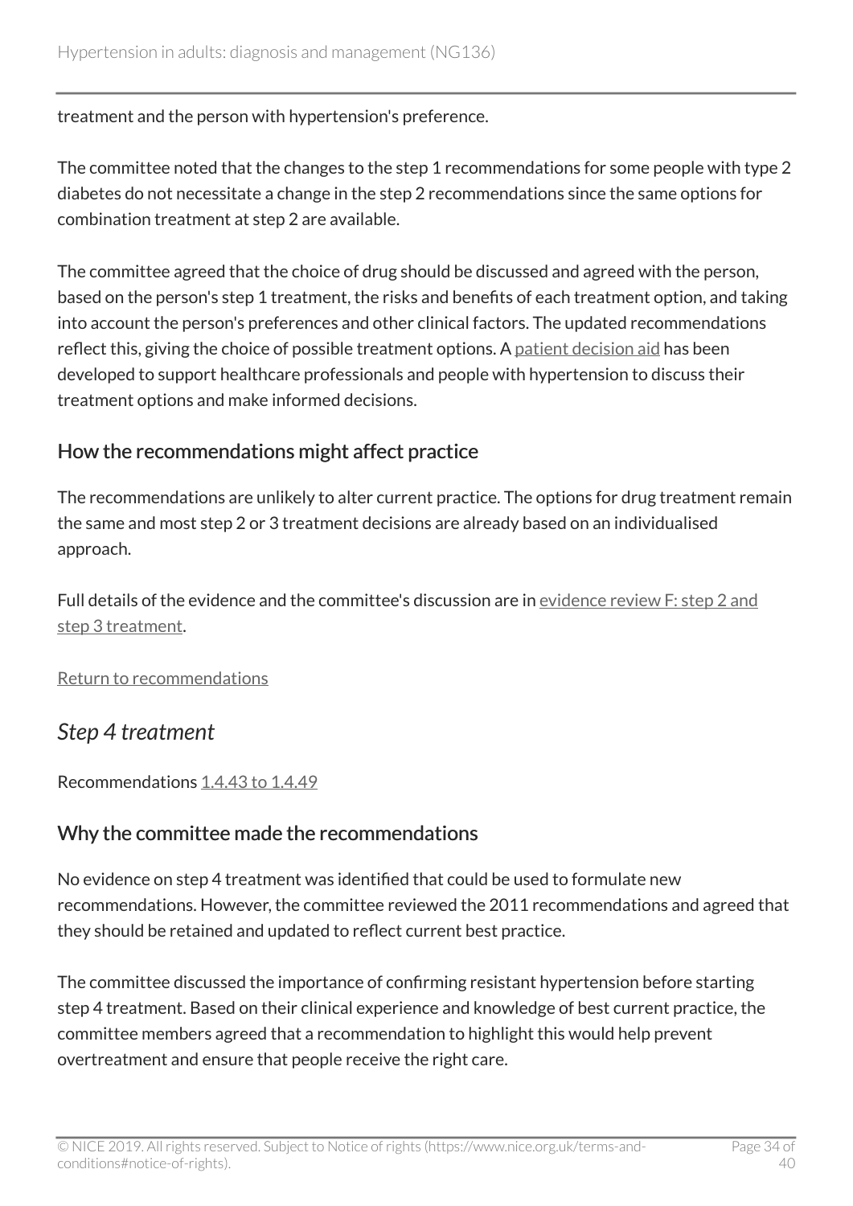treatment and the person with hypertension's preference.

The committee noted that the changes to the step 1 recommendations for some people with type 2 diabetes do not necessitate a change in the step 2 recommendations since the same options for combination treatment at step 2 are available.

The committee agreed that the choice of drug should be discussed and agreed with the person, based on the person's step 1 treatment, the risks and benefits of each treatment option, and taking into account the person's preferences and other clinical factors. The updated recommendations reflect this, giving the choice of possible treatment options. A patient decision aid has been developed to support healthcare professionals and people with hypertension to discuss their treatment options and make informed decisions.

### How the recommendations might affect practice

The recommendations are unlikely to alter current practice. The options for drug treatment remain the same and most step 2 or 3 treatment decisions are already based on an individualised approach.

Full details of the evidence and the committee's discussion are in evidence review F: step 2 and step 3 treatment.

Return to recommendations

## *Step 4 treatment*

Recommendations 1.4.43 to 1.4.49

### Why the committee made the recommendations

No evidence on step 4 treatment was identified that could be used to formulate new recommendations. However, the committee reviewed the 2011 recommendations and agreed that they should be retained and updated to reflect current best practice.

The committee discussed the importance of confirming resistant hypertension before starting step 4 treatment. Based on their clinical experience and knowledge of best current practice, the committee members agreed that a recommendation to highlight this would help prevent overtreatment and ensure that people receive the right care.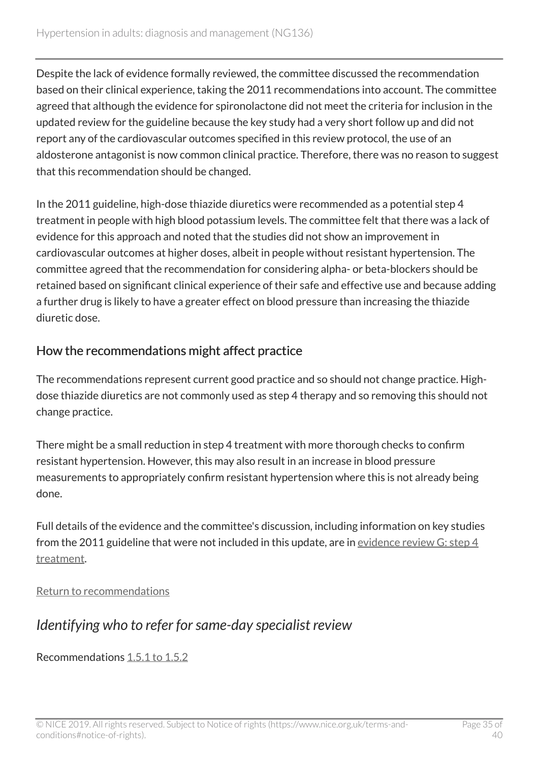Despite the lack of evidence formally reviewed, the committee discussed the recommendation based on their clinical experience, taking the 2011 recommendations into account. The committee agreed that although the evidence for spironolactone did not meet the criteria for inclusion in the updated review for the guideline because the key study had a very short follow up and did not report any of the cardiovascular outcomes specified in this review protocol, the use of an aldosterone antagonist is now common clinical practice. Therefore, there was no reason to suggest that this recommendation should be changed.

In the 2011 guideline, high-dose thiazide diuretics were recommended as a potential step 4 treatment in people with high blood potassium levels. The committee felt that there was a lack of evidence for this approach and noted that the studies did not show an improvement in cardiovascular outcomes at higher doses, albeit in people without resistant hypertension. The committee agreed that the recommendation for considering alpha- or beta-blockers should be retained based on significant clinical experience of their safe and effective use and because adding a further drug is likely to have a greater effect on blood pressure than increasing the thiazide diuretic dose.

### How the recommendations might affect practice

The recommendations represent current good practice and so should not change practice. High-dose thiazide diuretics are not commonly used as step 4 therapy and so removing this should not change practice.

There might be a small reduction in step 4 treatment with more thorough checks to confirm resistant hypertension. However, this may also result in an increase in blood pressure measurements to appropriately confirm resistant hypertension where this is not already being done.

Full details of the evidence and the committee's discussion, including information on key studies from the 2011 guideline that were not included in this update, are in evidence review G: step 4 treatment.

Return to recommendations

## *Identifying who to refer for same-day specialist review*

Recommendations 1.5.1 to 1.5.2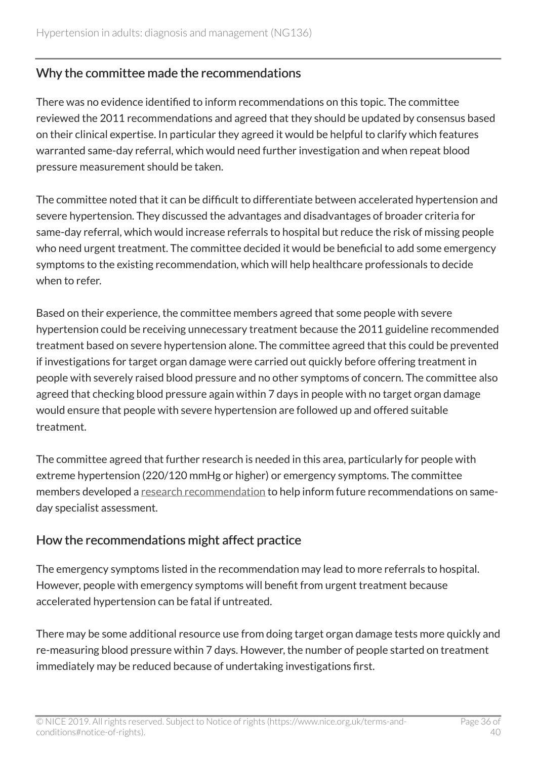## Why the committee made the recommendations

There was no evidence identified to inform recommendations on this topic. The committee reviewed the 2011 recommendations and agreed that they should be updated by consensus based on their clinical expertise. In particular they agreed it would be helpful to clarify which features warranted same-day referral, which would need further investigation and when repeat blood pressure measurement should be taken.

The committee noted that it can be difficult to differentiate between accelerated hypertension and severe hypertension. They discussed the advantages and disadvantages of broader criteria for same-day referral, which would increase referrals to hospital but reduce the risk of missing people who need urgent treatment. The committee decided it would be beneficial to add some emergency symptoms to the existing recommendation, which will help healthcare professionals to decide when to refer.

Based on their experience, the committee members agreed that some people with severe hypertension could be receiving unnecessary treatment because the 2011 guideline recommended treatment based on severe hypertension alone. The committee agreed that this could be prevented if investigations for target organ damage were carried out quickly before offering treatment in people with severely raised blood pressure and no other symptoms of concern. The committee also agreed that checking blood pressure again within 7 days in people with no target organ damage would ensure that people with severe hypertension are followed up and offered suitable treatment.

The committee agreed that further research is needed in this area, particularly for people with extreme hypertension (220/120 mmHg or higher) or emergency symptoms. The committee members developed a research recommendation to help inform future recommendations on same-day specialist assessment.

## How the recommendations might affect practice

The emergency symptoms listed in the recommendation may lead to more referrals to hospital. However, people with emergency symptoms will benefit from urgent treatment because accelerated hypertension can be fatal if untreated.

There may be some additional resource use from doing target organ damage tests more quickly and re-measuring blood pressure within 7 days. However, the number of people started on treatment immediately may be reduced because of undertaking investigations first.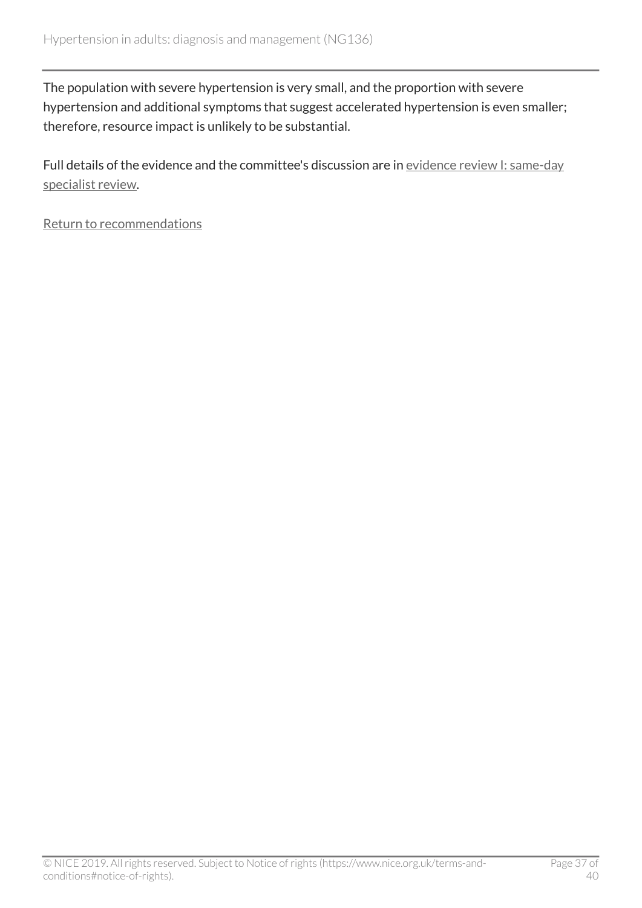The population with severe hypertension is very small, and the proportion with severe hypertension and additional symptoms that suggest accelerated hypertension is even smaller; therefore, resource impact is unlikely to be substantial.

Full details of the evidence and the committee's discussion are in evidence review I: same-day specialist review.

Return to recommendations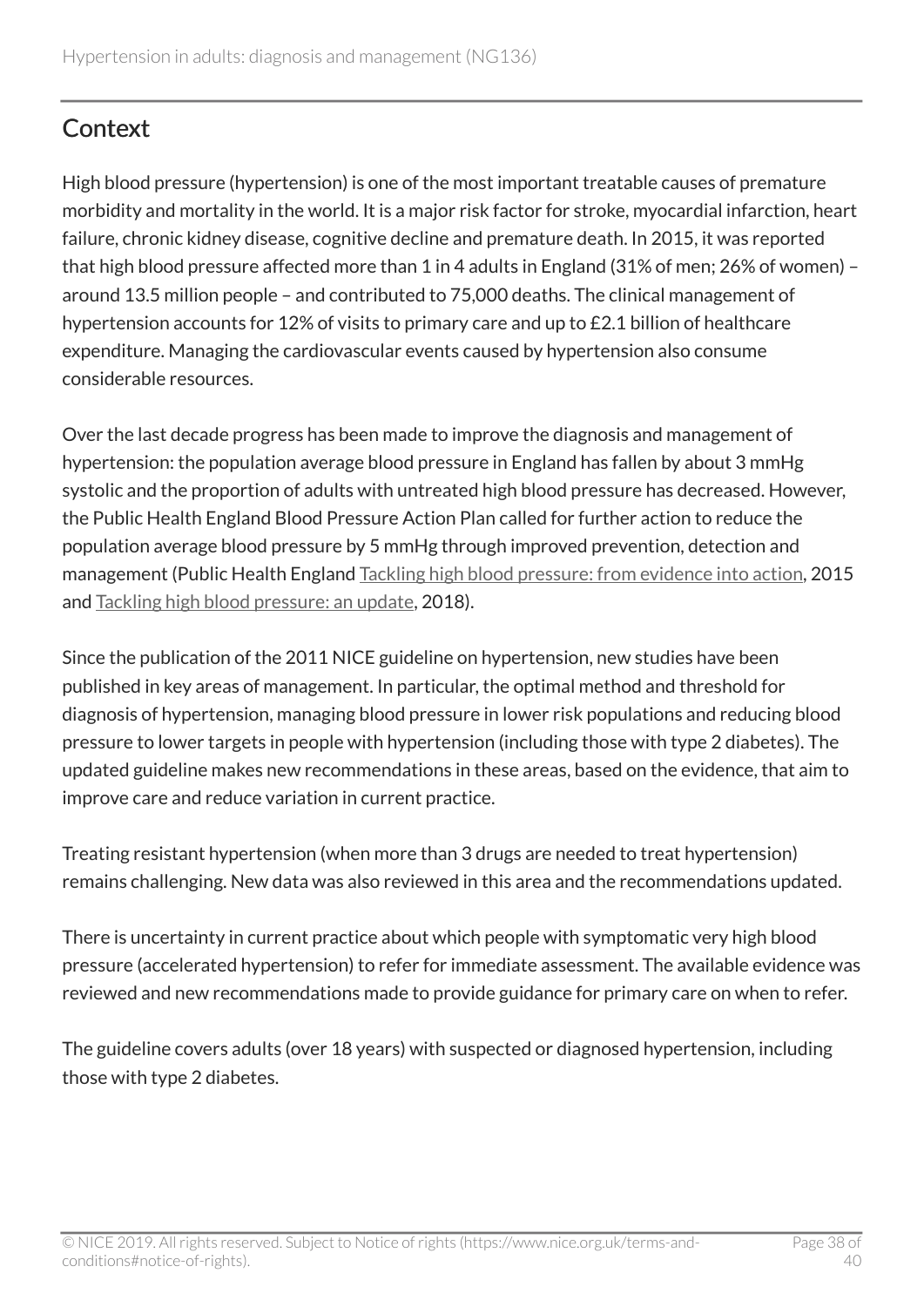## Context

High blood pressure (hypertension) is one of the most important treatable causes of premature morbidity and mortality in the world. It is a major risk factor for stroke, myocardial infarction, heart failure, chronic kidney disease, cognitive decline and premature death. In 2015, it was reported that high blood pressure affected more than 1 in 4 adults in England (31% of men; 26% of women) – around 13.5 million people – and contributed to 75,000 deaths. The clinical management of hypertension accounts for 12% of visits to primary care and up to £2.1 billion of healthcare expenditure. Managing the cardiovascular events caused by hypertension also consume considerable resources.

Over the last decade progress has been made to improve the diagnosis and management of hypertension: the population average blood pressure in England has fallen by about 3 mmHg systolic and the proportion of adults with untreated high blood pressure has decreased. However, the Public Health England Blood Pressure Action Plan called for further action to reduce the population average blood pressure by 5 mmHg through improved prevention, detection and management (Public Health England Tackling high blood pressure: from evidence into action, 2015 and Tackling high blood pressure: an update, 2018).

Since the publication of the 2011 NICE guideline on hypertension, new studies have been published in key areas of management. In particular, the optimal method and threshold for diagnosis of hypertension, managing blood pressure in lower risk populations and reducing blood pressure to lower targets in people with hypertension (including those with type 2 diabetes). The updated guideline makes new recommendations in these areas, based on the evidence, that aim to improve care and reduce variation in current practice.

Treating resistant hypertension (when more than 3 drugs are needed to treat hypertension) remains challenging. New data was also reviewed in this area and the recommendations updated.

There is uncertainty in current practice about which people with symptomatic very high blood pressure (accelerated hypertension) to refer for immediate assessment. The available evidence was reviewed and new recommendations made to provide guidance for primary care on when to refer.

The guideline covers adults (over 18 years) with suspected or diagnosed hypertension, including those with type 2 diabetes.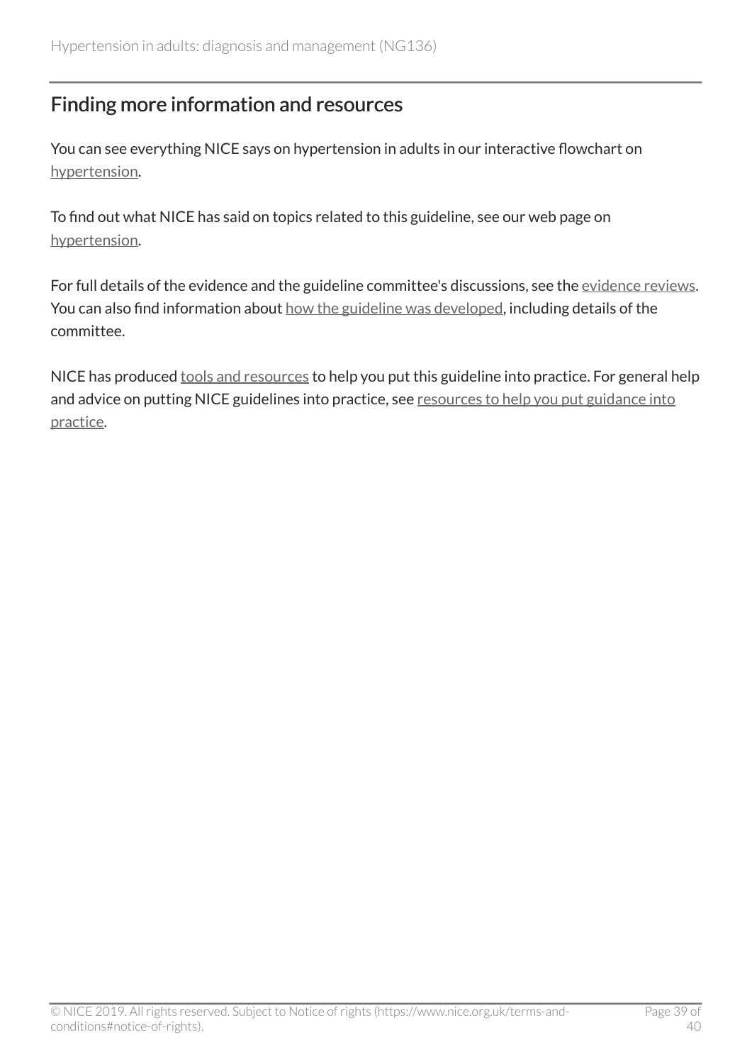## Finding more information and resources

You can see everything NICE says on hypertension in adults in our interactive flowchart on hypertension.

To find out what NICE has said on topics related to this guideline, see our web page on hypertension.

For full details of the evidence and the guideline committee's discussions, see the evidence reviews. You can also find information about how the guideline was developed, including details of the committee.

NICE has produced tools and resources to help you put this guideline into practice. For general help and advice on putting NICE guidelines into practice, see resources to help you put guidance into practice.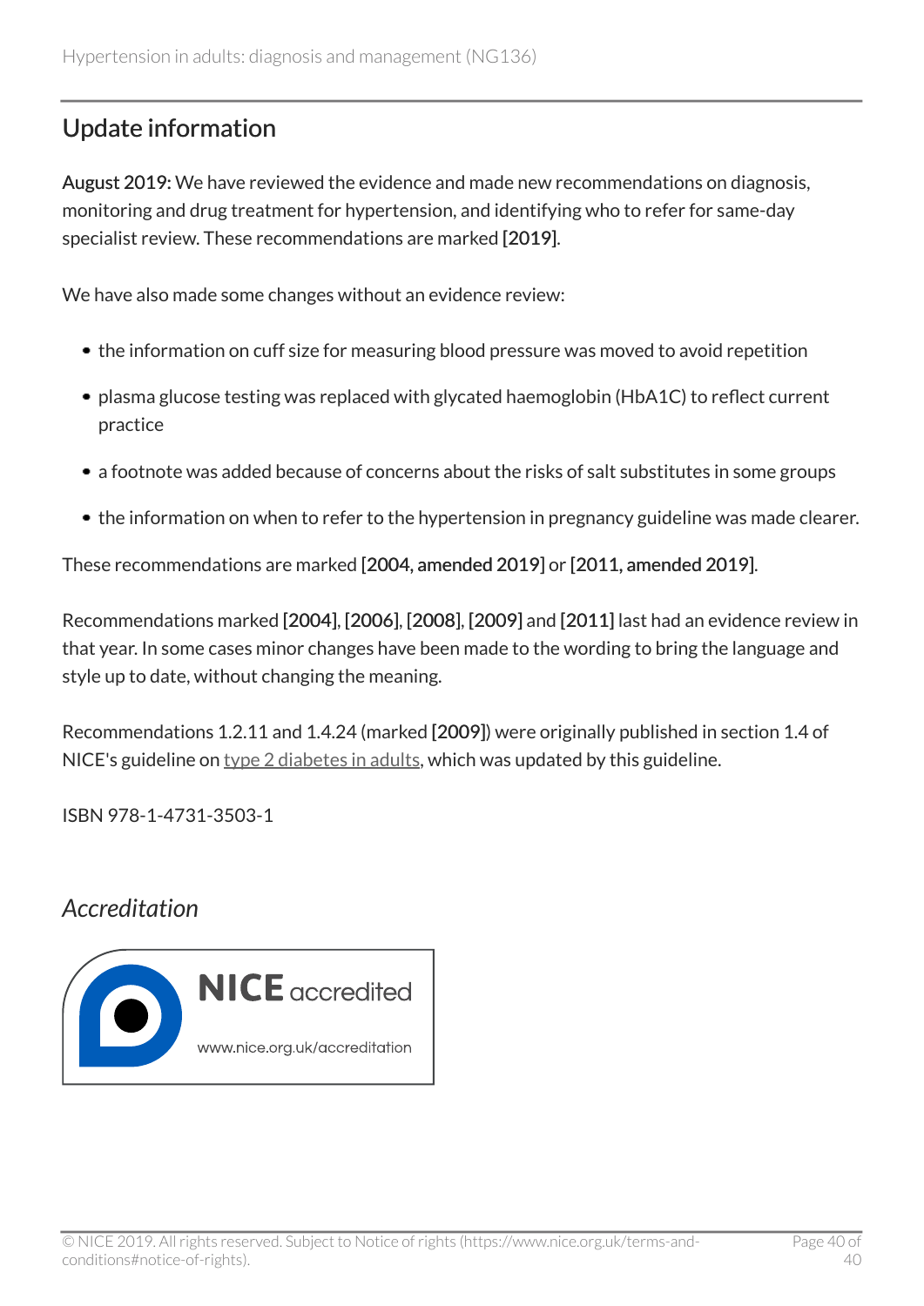## Update information

**August 2019:** We have reviewed the evidence and made new recommendations on diagnosis, monitoring and drug treatment for hypertension, and identifying who to refer for same-day specialist review. These recommendations are marked **[2019]**.

We have also made some changes without an evidence review:

- the information on cuff size for measuring blood pressure was moved to avoid repetition
- plasma glucose testing was replaced with glycated haemoglobin (HbA1C) to reflect current practice
- a footnote was added because of concerns about the risks of salt substitutes in some groups
- the information on when to refer to the hypertension in pregnancy guideline was made clearer.

These recommendations are marked **[2004, amended 2019]** or **[2011, amended 2019]**.

Recommendations marked **[2004]**, **[2006]**, **[2008]**, **[2009]** and **[2011]** last had an evidence review in that year. In some cases minor changes have been made to the wording to bring the language and style up to date, without changing the meaning.

Recommendations 1.2.11 and 1.4.24 (marked **[2009]**) were originally published in section 1.4 of NICE's guideline on type 2 diabetes in adults, which was updated by this guideline.

ISBN 978-1-4731-3503-1

### *Accreditation*

NICE accredited

www.nice.org.uk/accreditation